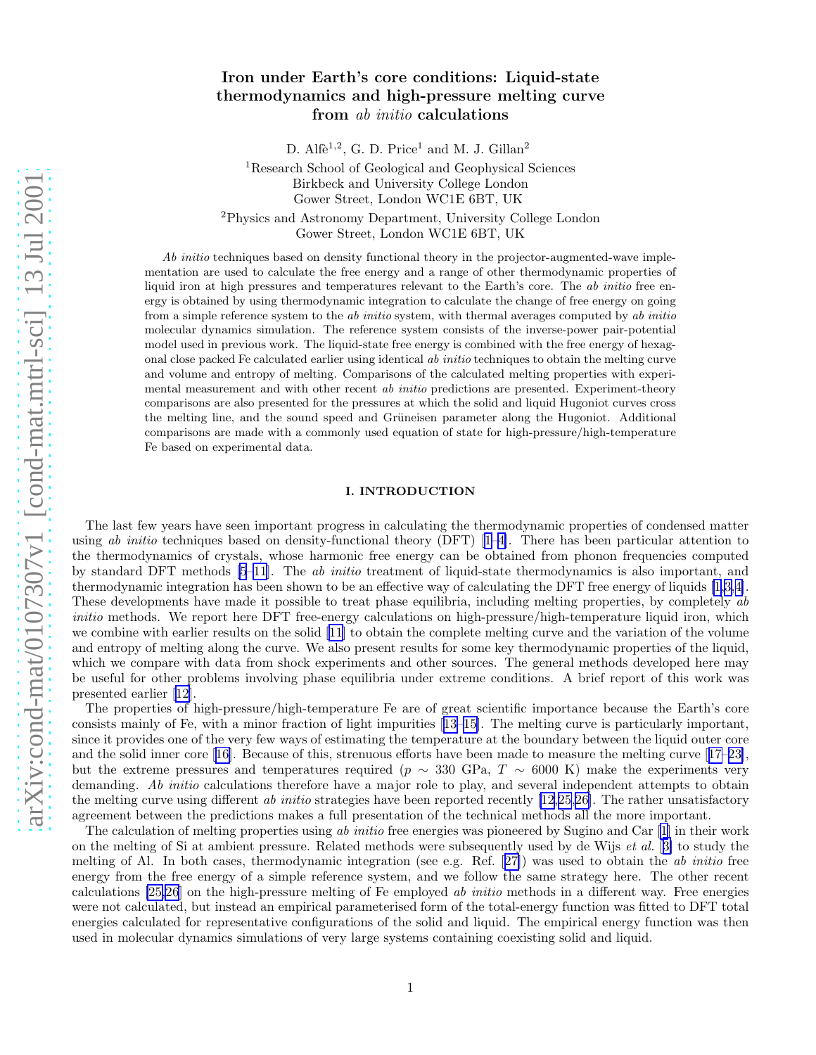# Iron under Earth's core conditions: Liquid-state thermodynamics and high-pressure melting curve from *ab initio* calculations

D. Alfè[1,2], G. D. Price[1] and M. J. Gillan[2]

[1]Research School of Geological and Geophysical Sciences
Birkbeck and University College London
Gower Street, London WC1E 6BT, UK

[2]Physics and Astronomy Department, University College London
Gower Street, London WC1E 6BT, UK

*Ab initio* techniques based on density functional theory in the projector-augmented-wave implementation are used to calculate the free energy and a range of other thermodynamic properties of liquid iron at high pressures and temperatures relevant to the Earth's core. The *ab initio* free energy is obtained by using thermodynamic integration to calculate the change of free energy on going from a simple reference system to the *ab initio* system, with thermal averages computed by *ab initio* molecular dynamics simulation. The reference system consists of the inverse-power pair-potential model used in previous work. The liquid-state free energy is combined with the free energy of hexagonal close packed Fe calculated earlier using identical *ab initio* techniques to obtain the melting curve and volume and entropy of melting. Comparisons of the calculated melting properties with experimental measurement and with other recent *ab initio* predictions are presented. Experiment-theory comparisons are also presented for the pressures at which the solid and liquid Hugoniot curves cross the melting line, and the sound speed and Grüneisen parameter along the Hugoniot. Additional comparisons are made with a commonly used equation of state for high-pressure/high-temperature Fe based on experimental data.

## I. INTRODUCTION

The last few years have seen important progress in calculating the thermodynamic properties of condensed matter using *ab initio* techniques based on density-functional theory (DFT) [1–4]. There has been particular attention to the thermodynamics of crystals, whose harmonic free energy can be obtained from phonon frequencies computed by standard DFT methods [5–11]. The *ab initio* treatment of liquid-state thermodynamics is also important, and thermodynamic integration has been shown to be an effective way of calculating the DFT free energy of liquids [1,3,4]. These developments have made it possible to treat phase equilibria, including melting properties, by completely *ab initio* methods. We report here DFT free-energy calculations on high-pressure/high-temperature liquid iron, which we combine with earlier results on the solid [11] to obtain the complete melting curve and the variation of the volume and entropy of melting along the curve. We also present results for some key thermodynamic properties of the liquid, which we compare with data from shock experiments and other sources. The general methods developed here may be useful for other problems involving phase equilibria under extreme conditions. A brief report of this work was presented earlier [12].

The properties of high-pressure/high-temperature Fe are of great scientific importance because the Earth's core consists mainly of Fe, with a minor fraction of light impurities [13–15]. The melting curve is particularly important, since it provides one of the very few ways of estimating the temperature at the boundary between the liquid outer core and the solid inner core [16]. Because of this, strenuous efforts have been made to measure the melting curve [17–23], but the extreme pressures and temperatures required ($p \sim 330$ GPa, $T \sim 6000$ K) make the experiments very demanding. *Ab initio* calculations therefore have a major role to play, and several independent attempts to obtain the melting curve using different *ab initio* strategies have been reported recently [12,25,26]. The rather unsatisfactory agreement between the predictions makes a full presentation of the technical methods all the more important.

The calculation of melting properties using *ab initio* free energies was pioneered by Sugino and Car [1] in their work on the melting of Si at ambient pressure. Related methods were subsequently used by de Wijs *et al.* [3] to study the melting of Al. In both cases, thermodynamic integration (see e.g. Ref. [27]) was used to obtain the *ab initio* free energy from the free energy of a simple reference system, and we follow the same strategy here. The other recent calculations [25,26] on the high-pressure melting of Fe employed *ab initio* methods in a different way. Free energies were not calculated, but instead an empirical parameterised form of the total-energy function was fitted to DFT total energies calculated for representative configurations of the solid and liquid. The empirical energy function was then used in molecular dynamics simulations of very large systems containing coexisting solid and liquid.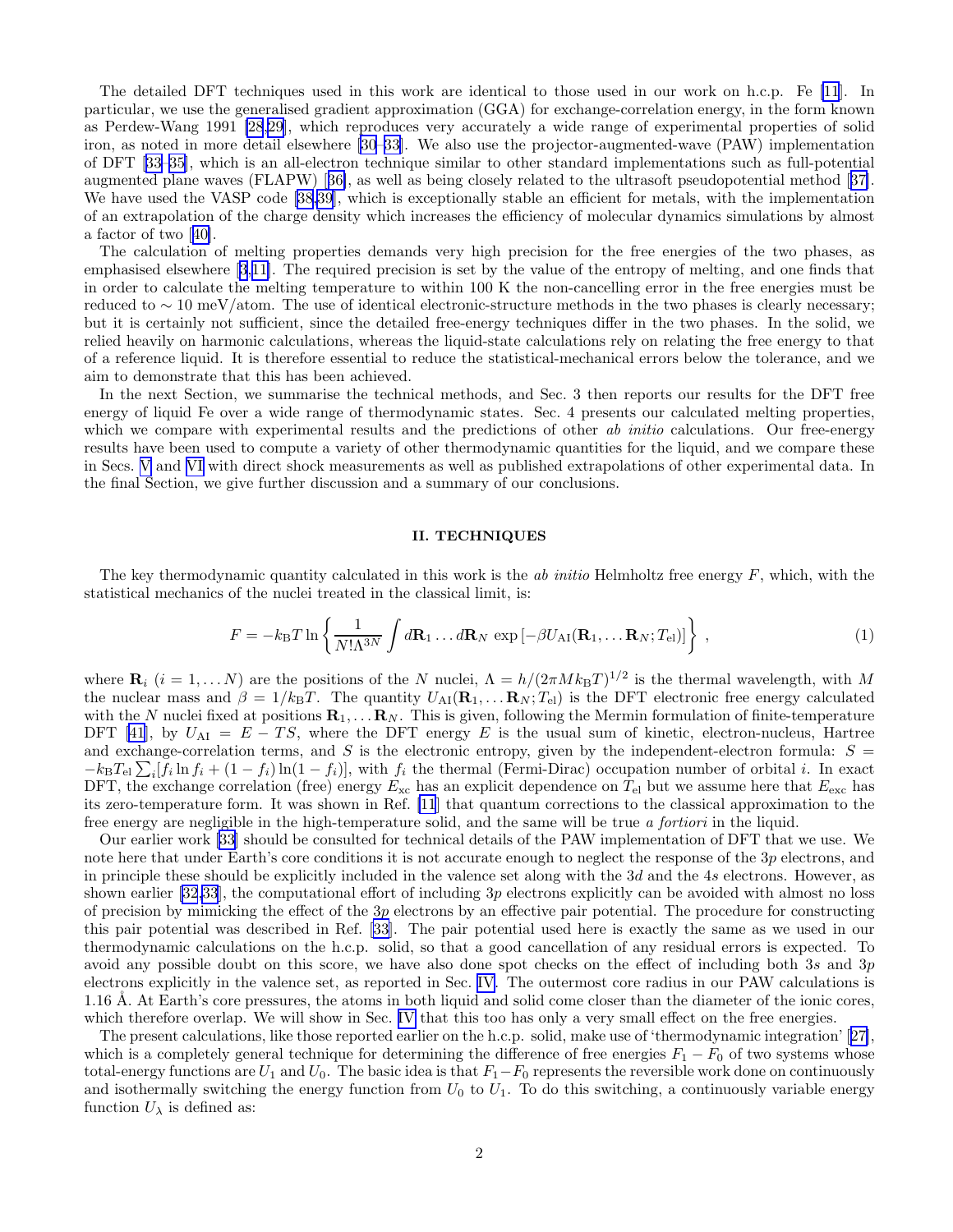The detailed DFT techniques used in this work are identical to those used in our work on h.c.p. Fe [11]. In particular, we use the generalised gradient approximation (GGA) for exchange-correlation energy, in the form known as Perdew-Wang 1991 [28,29], which reproduces very accurately a wide range of experimental properties of solid iron, as noted in more detail elsewhere [30–33]. We also use the projector-augmented-wave (PAW) implementation of DFT [33–35], which is an all-electron technique similar to other standard implementations such as full-potential augmented plane waves (FLAPW) [36], as well as being closely related to the ultrasoft pseudopotential method [37]. We have used the VASP code [38,39], which is exceptionally stable an efficient for metals, with the implementation of an extrapolation of the charge density which increases the efficiency of molecular dynamics simulations by almost a factor of two [40].

The calculation of melting properties demands very high precision for the free energies of the two phases, as emphasised elsewhere [3,11]. The required precision is set by the value of the entropy of melting, and one finds that in order to calculate the melting temperature to within 100 K the non-cancelling error in the free energies must be reduced to $\sim 10$ meV/atom. The use of identical electronic-structure methods in the two phases is clearly necessary; but it is certainly not sufficient, since the detailed free-energy techniques differ in the two phases. In the solid, we relied heavily on harmonic calculations, whereas the liquid-state calculations rely on relating the free energy to that of a reference liquid. It is therefore essential to reduce the statistical-mechanical errors below the tolerance, and we aim to demonstrate that this has been achieved.

In the next Section, we summarise the technical methods, and Sec. 3 then reports our results for the DFT free energy of liquid Fe over a wide range of thermodynamic states. Sec. 4 presents our calculated melting properties, which we compare with experimental results and the predictions of other *ab initio* calculations. Our free-energy results have been used to compute a variety of other thermodynamic quantities for the liquid, and we compare these in Secs. V and VI with direct shock measurements as well as published extrapolations of other experimental data. In the final Section, we give further discussion and a summary of our conclusions.

## II. TECHNIQUES

The key thermodynamic quantity calculated in this work is the *ab initio* Helmholtz free energy $F$, which, with the statistical mechanics of the nuclei treated in the classical limit, is:

$$F = -k_{\rm B}T \ln \left\{ \frac{1}{N! \Lambda^{3N}} \int d\mathbf{R}_1 \ldots d\mathbf{R}_N \, \exp\left[ -\beta U_{\rm AI}(\mathbf{R}_1, \ldots \mathbf{R}_N; T_{\rm el}) \right] \right\} , \tag{1}$$

where $\mathbf{R}_i$ $(i = 1, \ldots N)$ are the positions of the $N$ nuclei, $\Lambda = h/(2\pi M k_{\rm B}T)^{1/2}$ is the thermal wavelength, with $M$ the nuclear mass and $\beta = 1/k_{\rm B}T$. The quantity $U_{\rm AI}(\mathbf{R}_1, \ldots \mathbf{R}_N; T_{\rm el})$ is the DFT electronic free energy calculated with the $N$ nuclei fixed at positions $\mathbf{R}_1, \ldots \mathbf{R}_N$. This is given, following the Mermin formulation of finite-temperature DFT [41], by $U_{\rm AI} = E - TS$, where the DFT energy $E$ is the usual sum of kinetic, electron-nucleus, Hartree and exchange-correlation terms, and $S$ is the electronic entropy, given by the independent-electron formula: $S = -k_{\rm B}T_{\rm el} \sum_i [f_i \ln f_i + (1 - f_i) \ln(1 - f_i)]$, with $f_i$ the thermal (Fermi-Dirac) occupation number of orbital $i$. In exact DFT, the exchange correlation (free) energy $E_{\rm xc}$ has an explicit dependence on $T_{\rm el}$ but we assume here that $E_{\rm exc}$ has its zero-temperature form. It was shown in Ref. [11] that quantum corrections to the classical approximation to the free energy are negligible in the high-temperature solid, and the same will be true *a fortiori* in the liquid.

Our earlier work [33] should be consulted for technical details of the PAW implementation of DFT that we use. We note here that under Earth's core conditions it is not accurate enough to neglect the response of the $3p$ electrons, and in principle these should be explicitly included in the valence set along with the $3d$ and the $4s$ electrons. However, as shown earlier [32,33], the computational effort of including $3p$ electrons explicitly can be avoided with almost no loss of precision by mimicking the effect of the $3p$ electrons by an effective pair potential. The procedure for constructing this pair potential was described in Ref. [33]. The pair potential used here is exactly the same as we used in our thermodynamic calculations on the h.c.p. solid, so that a good cancellation of any residual errors is expected. To avoid any possible doubt on this score, we have also done spot checks on the effect of including both $3s$ and $3p$ electrons explicitly in the valence set, as reported in Sec. IV. The outermost core radius in our PAW calculations is 1.16 Å. At Earth's core pressures, the atoms in both liquid and solid come closer than the diameter of the ionic cores, which therefore overlap. We will show in Sec. IV that this too has only a very small effect on the free energies.

The present calculations, like those reported earlier on the h.c.p. solid, make use of 'thermodynamic integration' [27], which is a completely general technique for determining the difference of free energies $F_1 - F_0$ of two systems whose total-energy functions are $U_1$ and $U_0$. The basic idea is that $F_1 - F_0$ represents the reversible work done on continuously and isothermally switching the energy function from $U_0$ to $U_1$. To do this switching, a continuously variable energy function $U_\lambda$ is defined as: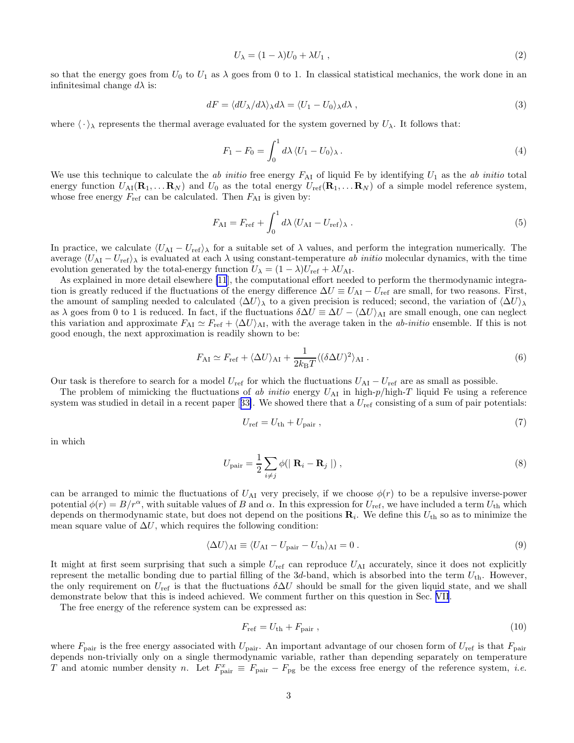$$U_\lambda = (1-\lambda)U_0 + \lambda U_1 \ , \tag{2}$$

so that the energy goes from $U_0$ to $U_1$ as $\lambda$ goes from 0 to 1. In classical statistical mechanics, the work done in an infinitesimal change $d\lambda$ is:

$$dF = \langle dU_\lambda / d\lambda \rangle_\lambda d\lambda = \langle U_1 - U_0 \rangle_\lambda d\lambda \ , \tag{3}$$

where $\langle \cdot \rangle_\lambda$ represents the thermal average evaluated for the system governed by $U_\lambda$. It follows that:

$$F_1 - F_0 = \int_0^1 d\lambda \, \langle U_1 - U_0 \rangle_\lambda \, . \tag{4}$$

We use this technique to calculate the *ab initio* free energy $F_{\rm AI}$ of liquid Fe by identifying $U_1$ as the *ab initio* total energy function $U_{\rm AI}(\mathbf{R}_1, \ldots \mathbf{R}_N)$ and $U_0$ as the total energy $U_{\rm ref}(\mathbf{R}_1, \ldots \mathbf{R}_N)$ of a simple model reference system, whose free energy $F_{\rm ref}$ can be calculated. Then $F_{\rm AI}$ is given by:

$$F_{\rm AI} = F_{\rm ref} + \int_0^1 d\lambda \, \langle U_{\rm AI} - U_{\rm ref} \rangle_\lambda \, . \tag{5}$$

In practice, we calculate $\langle U_{\rm AI} - U_{\rm ref} \rangle_\lambda$ for a suitable set of $\lambda$ values, and perform the integration numerically. The average $\langle U_{\rm AI} - U_{\rm ref} \rangle_\lambda$ is evaluated at each $\lambda$ using constant-temperature *ab initio* molecular dynamics, with the time evolution generated by the total-energy function $U_\lambda = (1-\lambda)U_{\rm ref} + \lambda U_{\rm AI}$.

As explained in more detail elsewhere [11], the computational effort needed to perform the thermodynamic integration is greatly reduced if the fluctuations of the energy difference $\Delta U \equiv U_{\rm AI} - U_{\rm ref}$ are small, for two reasons. First, the amount of sampling needed to calculated $\langle \Delta U \rangle_\lambda$ to a given precision is reduced; second, the variation of $\langle \Delta U \rangle_\lambda$ as $\lambda$ goes from 0 to 1 is reduced. In fact, if the fluctuations $\delta \Delta U \equiv \Delta U - \langle \Delta U \rangle_{\rm AI}$ are small enough, one can neglect this variation and approximate $F_{\rm AI} \simeq F_{\rm ref} + \langle \Delta U \rangle_{\rm AI}$, with the average taken in the *ab-initio* ensemble. If this is not good enough, the next approximation is readily shown to be:

$$F_{\rm AI} \simeq F_{\rm ref} + \langle \Delta U \rangle_{\rm AI} + \frac{1}{2 k_{\rm B} T} \langle (\delta \Delta U)^2 \rangle_{\rm AI} \, . \tag{6}$$

Our task is therefore to search for a model $U_{\rm ref}$ for which the fluctuations $U_{\rm AI} - U_{\rm ref}$ are as small as possible.

The problem of mimicking the fluctuations of *ab initio* energy $U_{\rm AI}$ in high-$p$/high-$T$ liquid Fe using a reference system was studied in detail in a recent paper [33]. We showed there that a $U_{\rm ref}$ consisting of a sum of pair potentials:

$$U_{\rm ref} = U_{\rm th} + U_{\rm pair} \ , \tag{7}$$

in which

$$U_{\rm pair} = \frac{1}{2} \sum_{i \neq j} \phi(\mid \mathbf{R}_i - \mathbf{R}_j \mid) \ , \tag{8}$$

can be arranged to mimic the fluctuations of $U_{\rm AI}$ very precisely, if we choose $\phi(r)$ to be a repulsive inverse-power potential $\phi(r) = B/r^\alpha$, with suitable values of $B$ and $\alpha$. In this expression for $U_{\rm ref}$, we have included a term $U_{\rm th}$ which depends on thermodynamic state, but does not depend on the positions $\mathbf{R}_i$. We define this $U_{\rm th}$ so as to minimize the mean square value of $\Delta U$, which requires the following condition:

$$\langle \Delta U \rangle_{\rm AI} \equiv \langle U_{\rm AI} - U_{\rm pair} - U_{\rm th} \rangle_{\rm AI} = 0 \, . \tag{9}$$

It might at first seem surprising that such a simple $U_{\rm ref}$ can reproduce $U_{\rm AI}$ accurately, since it does not explicitly represent the metallic bonding due to partial filling of the $3d$-band, which is absorbed into the term $U_{\rm th}$. However, the only requirement on $U_{\rm ref}$ is that the fluctuations $\delta \Delta U$ should be small for the given liquid state, and we shall demonstrate below that this is indeed achieved. We comment further on this question in Sec. VII.

The free energy of the reference system can be expressed as:

$$F_{\rm ref} = U_{\rm th} + F_{\rm pair} \ , \tag{10}$$

where $F_{\rm pair}$ is the free energy associated with $U_{\rm pair}$. An important advantage of our chosen form of $U_{\rm ref}$ is that $F_{\rm pair}$ depends non-trivially only on a single thermodynamic variable, rather than depending separately on temperature $T$ and atomic number density $n$. Let $F_{\rm pair}^x \equiv F_{\rm pair} - F_{\rm pg}$ be the excess free energy of the reference system, *i.e.*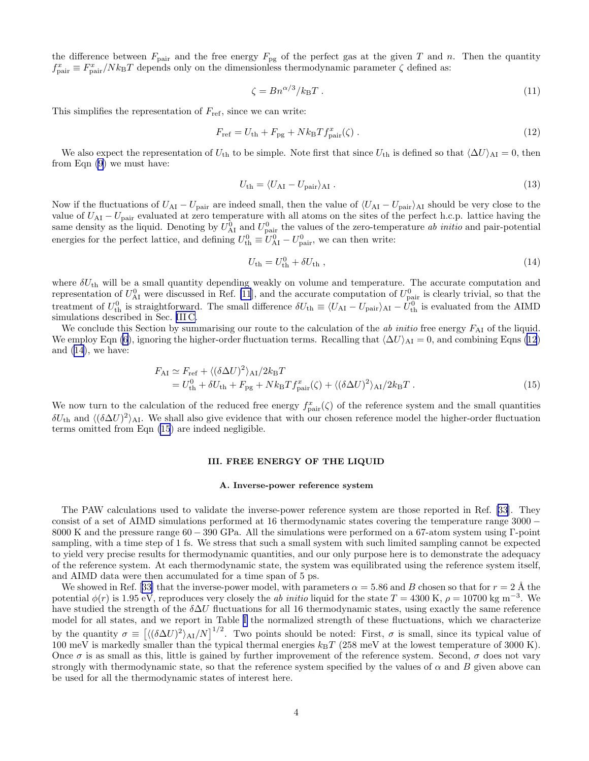the difference between $F_{\rm pair}$ and the free energy $F_{\rm pg}$ of the perfect gas at the given $T$ and $n$. Then the quantity $f^x_{\rm pair} \equiv F^x_{\rm pair}/Nk_{\rm B}T$ depends only on the dimensionless thermodynamic parameter $\zeta$ defined as:

$$\zeta = B n^{\alpha/3}/k_{\rm B}T \ . \tag{11}$$

This simplifies the representation of $F_{\rm ref}$, since we can write:

$$F_{\rm ref} = U_{\rm th} + F_{\rm pg} + Nk_{\rm B}T f^x_{\rm pair}(\zeta) \ . \tag{12}$$

We also expect the representation of $U_{\rm th}$ to be simple. Note first that since $U_{\rm th}$ is defined so that $\langle \Delta U \rangle_{\rm AI} = 0$, then from Eqn (9) we must have:

$$U_{\rm th} = \langle U_{\rm AI} - U_{\rm pair} \rangle_{\rm AI} \ . \tag{13}$$

Now if the fluctuations of $U_{\rm AI} - U_{\rm pair}$ are indeed small, then the value of $\langle U_{\rm AI} - U_{\rm pair} \rangle_{\rm AI}$ should be very close to the value of $U_{\rm AI} - U_{\rm pair}$ evaluated at zero temperature with all atoms on the sites of the perfect h.c.p. lattice having the same density as the liquid. Denoting by $U^0_{\rm AI}$ and $U^0_{\rm pair}$ the values of the zero-temperature *ab initio* and pair-potential energies for the perfect lattice, and defining $U^0_{\rm th} \equiv U^0_{\rm AI} - U^0_{\rm pair}$, we can then write:

$$U_{\rm th} = U^0_{\rm th} + \delta U_{\rm th} \ , \tag{14}$$

where $\delta U_{\rm th}$ will be a small quantity depending weakly on volume and temperature. The accurate computation and representation of $U^0_{\rm AI}$ were discussed in Ref. [11], and the accurate computation of $U^0_{\rm pair}$ is clearly trivial, so that the treatment of $U^0_{\rm th}$ is straightforward. The small difference $\delta U_{\rm th} \equiv \langle U_{\rm AI} - U_{\rm pair} \rangle_{\rm AI} - U^0_{\rm th}$ is evaluated from the AIMD simulations described in Sec. III C.

We conclude this Section by summarising our route to the calculation of the *ab initio* free energy $F_{\rm AI}$ of the liquid. We employ Eqn (6), ignoring the higher-order fluctuation terms. Recalling that $\langle \Delta U \rangle_{\rm AI} = 0$, and combining Eqns (12) and (14), we have:

$$\begin{aligned} F_{\rm AI} &\simeq F_{\rm ref} + \langle (\delta \Delta U)^2 \rangle_{\rm AI}/2k_{\rm B}T \\ &= U^0_{\rm th} + \delta U_{\rm th} + F_{\rm pg} + Nk_{\rm B}T f^x_{\rm pair}(\zeta) + \langle (\delta \Delta U)^2 \rangle_{\rm AI}/2k_{\rm B}T \ . \end{aligned} \tag{15}$$

We now turn to the calculation of the reduced free energy $f^x_{\rm pair}(\zeta)$ of the reference system and the small quantities $\delta U_{\rm th}$ and $\langle (\delta \Delta U)^2 \rangle_{\rm AI}$. We shall also give evidence that with our chosen reference model the higher-order fluctuation terms omitted from Eqn (15) are indeed negligible.

## III. FREE ENERGY OF THE LIQUID

### A. Inverse-power reference system

The PAW calculations used to validate the inverse-power reference system are those reported in Ref. [33]. They consist of a set of AIMD simulations performed at 16 thermodynamic states covering the temperature range $3000-8000$ K and the pressure range $60-390$ GPa. All the simulations were performed on a 67-atom system using $\Gamma$-point sampling, with a time step of 1 fs. We stress that such a small system with such limited sampling cannot be expected to yield very precise results for thermodynamic quantities, and our only purpose here is to demonstrate the adequacy of the reference system. At each thermodynamic state, the system was equilibrated using the reference system itself, and AIMD data were then accumulated for a time span of 5 ps.

We showed in Ref. [33] that the inverse-power model, with parameters $\alpha = 5.86$ and $B$ chosen so that for $r = 2$ Å the potential $\phi(r)$ is 1.95 eV, reproduces very closely the *ab initio* liquid for the state $T = 4300$ K, $\rho = 10700$ kg m$^{-3}$. We have studied the strength of the $\delta \Delta U$ fluctuations for all 16 thermodynamic states, using exactly the same reference model for all states, and we report in Table I the normalized strength of these fluctuations, which we characterize by the quantity $\sigma \equiv \left[ \langle (\delta \Delta U)^2 \rangle_{\rm AI}/N \right]^{1/2}$. Two points should be noted: First, $\sigma$ is small, since its typical value of 100 meV is markedly smaller than the typical thermal energies $k_{\rm B}T$ (258 meV at the lowest temperature of 3000 K). Once $\sigma$ is as small as this, little is gained by further improvement of the reference system. Second, $\sigma$ does not vary strongly with thermodynamic state, so that the reference system specified by the values of $\alpha$ and $B$ given above can be used for all the thermodynamic states of interest here.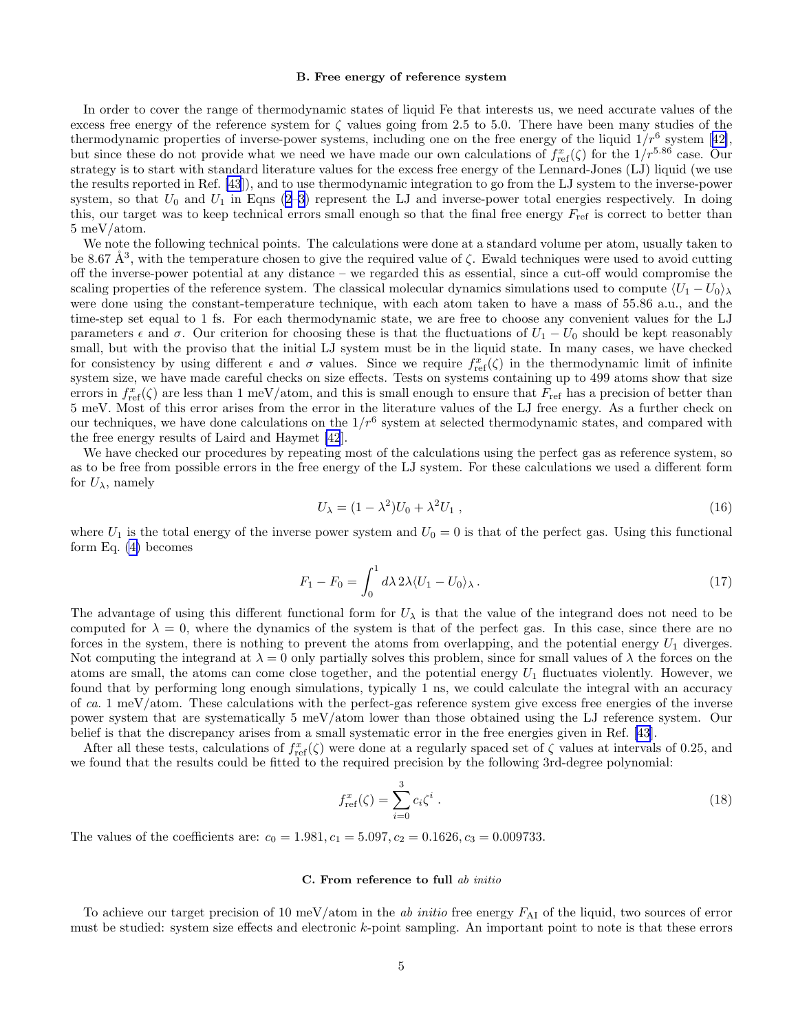### B. Free energy of reference system

In order to cover the range of thermodynamic states of liquid Fe that interests us, we need accurate values of the excess free energy of the reference system for $\zeta$ values going from 2.5 to 5.0. There have been many studies of the thermodynamic properties of inverse-power systems, including one on the free energy of the liquid $1/r^6$ system [42], but since these do not provide what we need we have made our own calculations of $f^x_{\rm ref}(\zeta)$ for the $1/r^{5.86}$ case. Our strategy is to start with standard literature values for the excess free energy of the Lennard-Jones (LJ) liquid (we use the results reported in Ref. [43]), and to use thermodynamic integration to go from the LJ system to the inverse-power system, so that $U_0$ and $U_1$ in Eqns (2-3) represent the LJ and inverse-power total energies respectively. In doing this, our target was to keep technical errors small enough so that the final free energy $F_{\rm ref}$ is correct to better than 5 meV/atom.

We note the following technical points. The calculations were done at a standard volume per atom, usually taken to be 8.67 Å$^3$, with the temperature chosen to give the required value of $\zeta$. Ewald techniques were used to avoid cutting off the inverse-power potential at any distance – we regarded this as essential, since a cut-off would compromise the scaling properties of the reference system. The classical molecular dynamics simulations used to compute $\langle U_1 - U_0\rangle_\lambda$ were done using the constant-temperature technique, with each atom taken to have a mass of 55.86 a.u., and the time-step set equal to 1 fs. For each thermodynamic state, we are free to choose any convenient values for the LJ parameters $\epsilon$ and $\sigma$. Our criterion for choosing these is that the fluctuations of $U_1 - U_0$ should be kept reasonably small, but with the proviso that the initial LJ system must be in the liquid state. In many cases, we have checked for consistency by using different $\epsilon$ and $\sigma$ values. Since we require $f^x_{\rm ref}(\zeta)$ in the thermodynamic limit of infinite system size, we have made careful checks on size effects. Tests on systems containing up to 499 atoms show that size errors in $f^x_{\rm ref}(\zeta)$ are less than 1 meV/atom, and this is small enough to ensure that $F_{\rm ref}$ has a precision of better than 5 meV. Most of this error arises from the error in the literature values of the LJ free energy. As a further check on our techniques, we have done calculations on the $1/r^6$ system at selected thermodynamic states, and compared with the free energy results of Laird and Haymet [42].

We have checked our procedures by repeating most of the calculations using the perfect gas as reference system, so as to be free from possible errors in the free energy of the LJ system. For these calculations we used a different form for $U_\lambda$, namely

$$U_\lambda = (1 - \lambda^2)U_0 + \lambda^2 U_1 \, , \tag{16}$$

where $U_1$ is the total energy of the inverse power system and $U_0 = 0$ is that of the perfect gas. Using this functional form Eq. (4) becomes

$$F_1 - F_0 = \int_0^1 d\lambda \, 2\lambda \langle U_1 - U_0\rangle_\lambda \, . \tag{17}$$

The advantage of using this different functional form for $U_\lambda$ is that the value of the integrand does not need to be computed for $\lambda = 0$, where the dynamics of the system is that of the perfect gas. In this case, since there are no forces in the system, there is nothing to prevent the atoms from overlapping, and the potential energy $U_1$ diverges. Not computing the integrand at $\lambda = 0$ only partially solves this problem, since for small values of $\lambda$ the forces on the atoms are small, the atoms can come close together, and the potential energy $U_1$ fluctuates violently. However, we found that by performing long enough simulations, typically 1 ns, we could calculate the integral with an accuracy of *ca.* 1 meV/atom. These calculations with the perfect-gas reference system give excess free energies of the inverse power system that are systematically 5 meV/atom lower than those obtained using the LJ reference system. Our belief is that the discrepancy arises from a small systematic error in the free energies given in Ref. [43].

After all these tests, calculations of $f^x_{\rm ref}(\zeta)$ were done at a regularly spaced set of $\zeta$ values at intervals of 0.25, and we found that the results could be fitted to the required precision by the following 3rd-degree polynomial:

$$f^x_{\rm ref}(\zeta) = \sum_{i=0}^{3} c_i \zeta^i \, . \tag{18}$$

The values of the coefficients are: $c_0 = 1.981, c_1 = 5.097, c_2 = 0.1626, c_3 = 0.009733$.

### C. From reference to full *ab initio*

To achieve our target precision of 10 meV/atom in the *ab initio* free energy $F_{\rm AI}$ of the liquid, two sources of error must be studied: system size effects and electronic $k$-point sampling. An important point to note is that these errors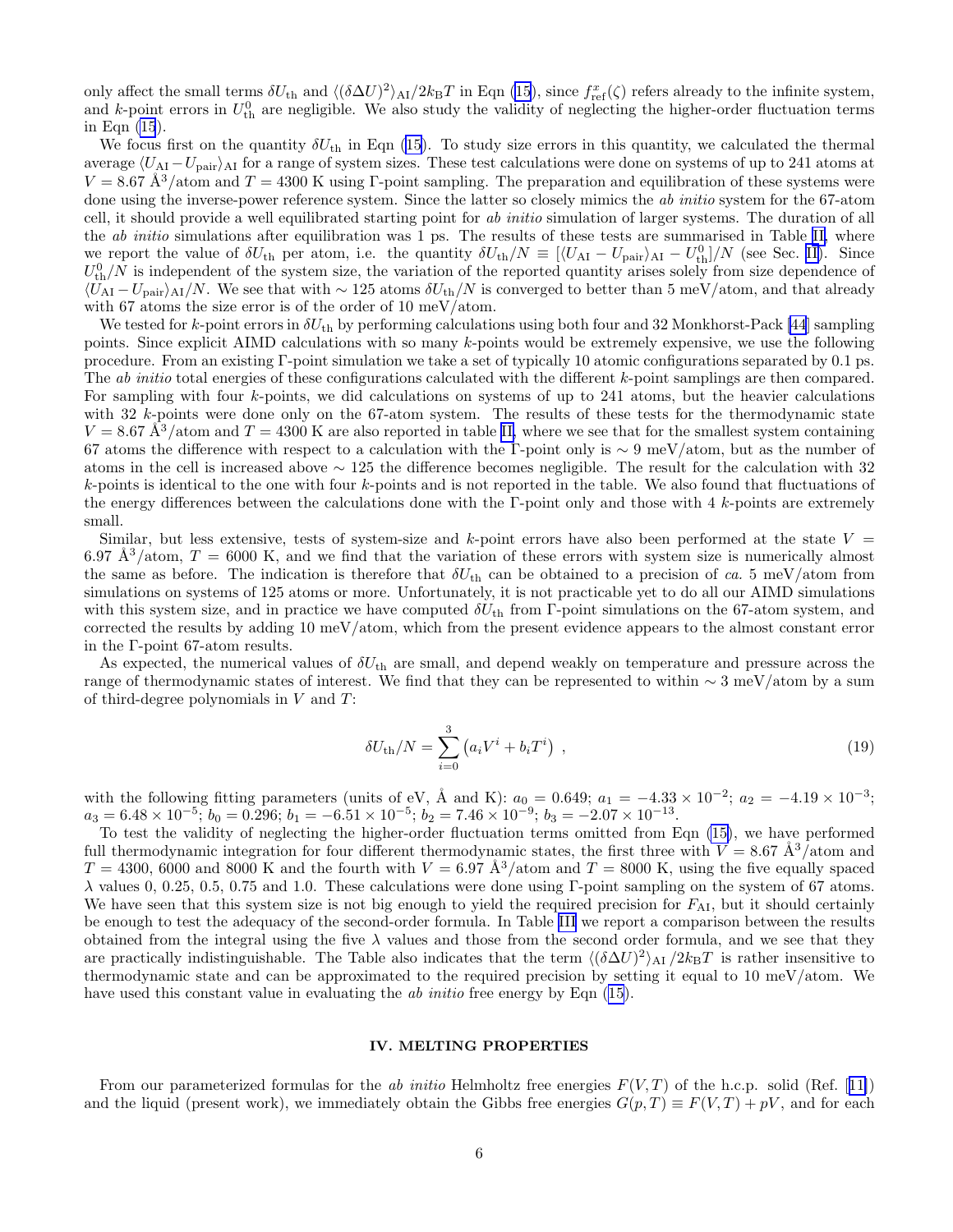only affect the small terms $\delta U_{\rm th}$ and $\langle(\delta\Delta U)^2\rangle_{\rm AI}/2k_{\rm B}T$ in Eqn (15), since $f^x_{\rm ref}(\zeta)$ refers already to the infinite system, and $k$-point errors in $U^0_{\rm th}$ are negligible. We also study the validity of neglecting the higher-order fluctuation terms in Eqn (15).

We focus first on the quantity $\delta U_{\rm th}$ in Eqn (15). To study size errors in this quantity, we calculated the thermal average $\langle U_{\rm AI} - U_{\rm pair}\rangle_{\rm AI}$ for a range of system sizes. These test calculations were done on systems of up to 241 atoms at $V = 8.67$ Å$^3$/atom and $T = 4300$ K using Γ-point sampling. The preparation and equilibration of these systems were done using the inverse-power reference system. Since the latter so closely mimics the *ab initio* system for the 67-atom cell, it should provide a well equilibrated starting point for *ab initio* simulation of larger systems. The duration of all the *ab initio* simulations after equilibration was 1 ps. The results of these tests are summarised in Table II, where we report the value of $\delta U_{\rm th}$ per atom, i.e. the quantity $\delta U_{\rm th}/N \equiv [\langle U_{\rm AI} - U_{\rm pair}\rangle_{\rm AI} - U^0_{\rm th}]/N$ (see Sec. II). Since $U^0_{\rm th}/N$ is independent of the system size, the variation of the reported quantity arises solely from size dependence of $\langle U_{\rm AI} - U_{\rm pair}\rangle_{\rm AI}/N$. We see that with $\sim 125$ atoms $\delta U_{\rm th}/N$ is converged to better than 5 meV/atom, and that already with 67 atoms the size error is of the order of 10 meV/atom.

We tested for $k$-point errors in $\delta U_{\rm th}$ by performing calculations using both four and 32 Monkhorst-Pack [44] sampling points. Since explicit AIMD calculations with so many $k$-points would be extremely expensive, we use the following procedure. From an existing Γ-point simulation we take a set of typically 10 atomic configurations separated by 0.1 ps. The *ab initio* total energies of these configurations calculated with the different $k$-point samplings are then compared. For sampling with four $k$-points, we did calculations on systems of up to 241 atoms, but the heavier calculations with 32 $k$-points were done only on the 67-atom system. The results of these tests for the thermodynamic state $V = 8.67$ Å$^3$/atom and $T = 4300$ K are also reported in table II, where we see that for the smallest system containing 67 atoms the difference with respect to a calculation with the Γ-point only is $\sim 9$ meV/atom, but as the number of atoms in the cell is increased above $\sim 125$ the difference becomes negligible. The result for the calculation with 32 $k$-points is identical to the one with four $k$-points and is not reported in the table. We also found that fluctuations of the energy differences between the calculations done with the Γ-point only and those with 4 $k$-points are extremely small.

Similar, but less extensive, tests of system-size and $k$-point errors have also been performed at the state $V = 6.97$ Å$^3$/atom, $T = 6000$ K, and we find that the variation of these errors with system size is numerically almost the same as before. The indication is therefore that $\delta U_{\rm th}$ can be obtained to a precision of *ca.* 5 meV/atom from simulations on systems of 125 atoms or more. Unfortunately, it is not practicable yet to do all our AIMD simulations with this system size, and in practice we have computed $\delta U_{\rm th}$ from Γ-point simulations on the 67-atom system, and corrected the results by adding 10 meV/atom, which from the present evidence appears to the almost constant error in the Γ-point 67-atom results.

As expected, the numerical values of $\delta U_{\rm th}$ are small, and depend weakly on temperature and pressure across the range of thermodynamic states of interest. We find that they can be represented to within $\sim 3$ meV/atom by a sum of third-degree polynomials in $V$ and $T$:

$$\delta U_{\rm th}/N = \sum_{i=0}^{3} \left(a_i V^i + b_i T^i\right) \ , \tag{19}$$

with the following fitting parameters (units of eV, Å and K): $a_0 = 0.649$; $a_1 = -4.33 \times 10^{-2}$; $a_2 = -4.19 \times 10^{-3}$; $a_3 = 6.48 \times 10^{-5}$; $b_0 = 0.296$; $b_1 = -6.51 \times 10^{-5}$; $b_2 = 7.46 \times 10^{-9}$; $b_3 = -2.07 \times 10^{-13}$.

To test the validity of neglecting the higher-order fluctuation terms omitted from Eqn (15), we have performed full thermodynamic integration for four different thermodynamic states, the first three with $V = 8.67$ Å$^3$/atom and $T = 4300$, 6000 and 8000 K and the fourth with $V = 6.97$ Å$^3$/atom and $T = 8000$ K, using the five equally spaced $\lambda$ values 0, 0.25, 0.5, 0.75 and 1.0. These calculations were done using Γ-point sampling on the system of 67 atoms. We have seen that this system size is not big enough to yield the required precision for $F_{\rm AI}$, but it should certainly be enough to test the adequacy of the second-order formula. In Table III we report a comparison between the results obtained from the integral using the five $\lambda$ values and those from the second order formula, and we see that they are practically indistinguishable. The Table also indicates that the term $\langle(\delta\Delta U)^2\rangle_{\rm AI}/2k_{\rm B}T$ is rather insensitive to thermodynamic state and can be approximated to the required precision by setting it equal to 10 meV/atom. We have used this constant value in evaluating the *ab initio* free energy by Eqn (15).

## IV. MELTING PROPERTIES

From our parameterized formulas for the *ab initio* Helmholtz free energies $F(V,T)$ of the h.c.p. solid (Ref. [11]) and the liquid (present work), we immediately obtain the Gibbs free energies $G(p,T) \equiv F(V,T) + pV$, and for each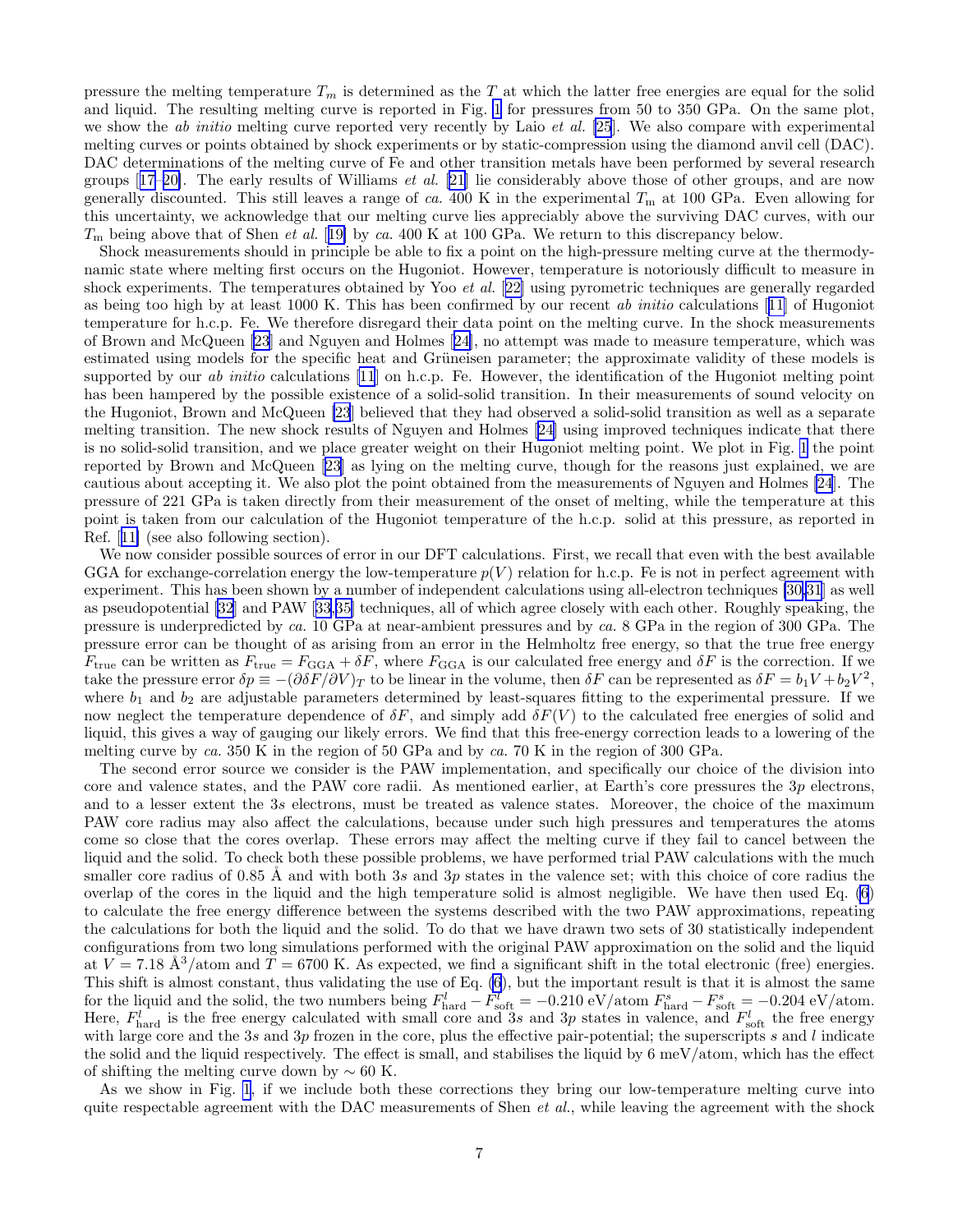pressure the melting temperature $T_m$ is determined as the $T$ at which the latter free energies are equal for the solid and liquid. The resulting melting curve is reported in Fig. 1 for pressures from 50 to 350 GPa. On the same plot, we show the *ab initio* melting curve reported very recently by Laio *et al.* [25]. We also compare with experimental melting curves or points obtained by shock experiments or by static-compression using the diamond anvil cell (DAC). DAC determinations of the melting curve of Fe and other transition metals have been performed by several research groups [17–20]. The early results of Williams *et al.* [21] lie considerably above those of other groups, and are now generally discounted. This still leaves a range of *ca.* 400 K in the experimental $T_{\rm m}$ at 100 GPa. Even allowing for this uncertainty, we acknowledge that our melting curve lies appreciably above the surviving DAC curves, with our $T_{\rm m}$ being above that of Shen *et al.* [19] by *ca.* 400 K at 100 GPa. We return to this discrepancy below.

Shock measurements should in principle be able to fix a point on the high-pressure melting curve at the thermodynamic state where melting first occurs on the Hugoniot. However, temperature is notoriously difficult to measure in shock experiments. The temperatures obtained by Yoo *et al.* [22] using pyrometric techniques are generally regarded as being too high by at least 1000 K. This has been confirmed by our recent *ab initio* calculations [11] of Hugoniot temperature for h.c.p. Fe. We therefore disregard their data point on the melting curve. In the shock measurements of Brown and McQueen [23] and Nguyen and Holmes [24], no attempt was made to measure temperature, which was estimated using models for the specific heat and Grüneisen parameter; the approximate validity of these models is supported by our *ab initio* calculations [11] on h.c.p. Fe. However, the identification of the Hugoniot melting point has been hampered by the possible existence of a solid-solid transition. In their measurements of sound velocity on the Hugoniot, Brown and McQueen [23] believed that they had observed a solid-solid transition as well as a separate melting transition. The new shock results of Nguyen and Holmes [24] using improved techniques indicate that there is no solid-solid transition, and we place greater weight on their Hugoniot melting point. We plot in Fig. 1 the point reported by Brown and McQueen [23] as lying on the melting curve, though for the reasons just explained, we are cautious about accepting it. We also plot the point obtained from the measurements of Nguyen and Holmes [24]. The pressure of 221 GPa is taken directly from their measurement of the onset of melting, while the temperature at this point is taken from our calculation of the Hugoniot temperature of the h.c.p. solid at this pressure, as reported in Ref. [11] (see also following section).

We now consider possible sources of error in our DFT calculations. First, we recall that even with the best available GGA for exchange-correlation energy the low-temperature $p(V)$ relation for h.c.p. Fe is not in perfect agreement with experiment. This has been shown by a number of independent calculations using all-electron techniques [30,31] as well as pseudopotential [32] and PAW [33,35] techniques, all of which agree closely with each other. Roughly speaking, the pressure is underpredicted by *ca.* 10 GPa at near-ambient pressures and by *ca.* 8 GPa in the region of 300 GPa. The pressure error can be thought of as arising from an error in the Helmholtz free energy, so that the true free energy $F_{\rm true}$ can be written as $F_{\rm true} = F_{\rm GGA} + \delta F$, where $F_{\rm GGA}$ is our calculated free energy and $\delta F$ is the correction. If we take the pressure error $\delta p \equiv -(\partial \delta F / \partial V)_T$ to be linear in the volume, then $\delta F$ can be represented as $\delta F = b_1 V + b_2 V^2$, where $b_1$ and $b_2$ are adjustable parameters determined by least-squares fitting to the experimental pressure. If we now neglect the temperature dependence of $\delta F$, and simply add $\delta F(V)$ to the calculated free energies of solid and liquid, this gives a way of gauging our likely errors. We find that this free-energy correction leads to a lowering of the melting curve by *ca.* 350 K in the region of 50 GPa and by *ca.* 70 K in the region of 300 GPa.

The second error source we consider is the PAW implementation, and specifically our choice of the division into core and valence states, and the PAW core radii. As mentioned earlier, at Earth's core pressures the $3p$ electrons, and to a lesser extent the $3s$ electrons, must be treated as valence states. Moreover, the choice of the maximum PAW core radius may also affect the calculations, because under such high pressures and temperatures the atoms come so close that the cores overlap. These errors may affect the melting curve if they fail to cancel between the liquid and the solid. To check both these possible problems, we have performed trial PAW calculations with the much smaller core radius of 0.85 Å and with both $3s$ and $3p$ states in the valence set; with this choice of core radius the overlap of the cores in the liquid and the high temperature solid is almost negligible. We have then used Eq. (6) to calculate the free energy difference between the systems described with the two PAW approximations, repeating the calculations for both the liquid and the solid. To do that we have drawn two sets of 30 statistically independent configurations from two long simulations performed with the original PAW approximation on the solid and the liquid at $V = 7.18$ Å$^3$/atom and $T = 6700$ K. As expected, we find a significant shift in the total electronic (free) energies. This shift is almost constant, thus validating the use of Eq. (6), but the important result is that it is almost the same for the liquid and the solid, the two numbers being $F^l_{\rm hard} - F^l_{\rm soft} = -0.210$ eV/atom $F^s_{\rm hard} - F^s_{\rm soft} = -0.204$ eV/atom. Here, $F^l_{\rm hard}$ is the free energy calculated with small core and $3s$ and $3p$ states in valence, and $F^l_{\rm soft}$ the free energy with large core and the $3s$ and $3p$ frozen in the core, plus the effective pair-potential; the superscripts $s$ and $l$ indicate the solid and the liquid respectively. The effect is small, and stabilises the liquid by 6 meV/atom, which has the effect of shifting the melting curve down by $\sim 60$ K.

As we show in Fig. 1, if we include both these corrections they bring our low-temperature melting curve into quite respectable agreement with the DAC measurements of Shen *et al.*, while leaving the agreement with the shock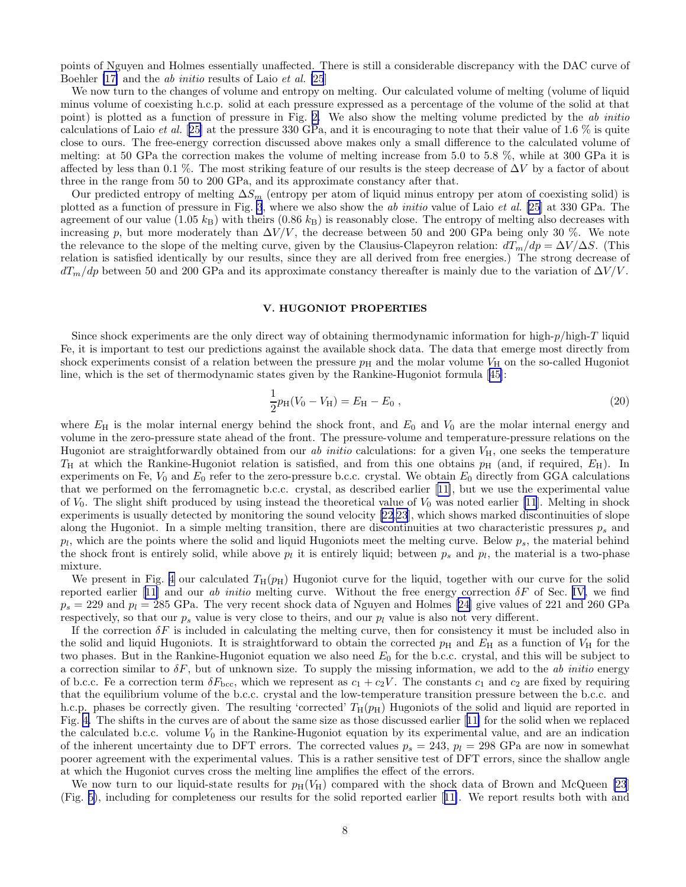points of Nguyen and Holmes essentially unaffected. There is still a considerable discrepancy with the DAC curve of Boehler [17] and the *ab initio* results of Laio *et al.* [25]

We now turn to the changes of volume and entropy on melting. Our calculated volume of melting (volume of liquid minus volume of coexisting h.c.p. solid at each pressure expressed as a percentage of the volume of the solid at that point) is plotted as a function of pressure in Fig. 2. We also show the melting volume predicted by the *ab initio* calculations of Laio *et al.* [25] at the pressure 330 GPa, and it is encouraging to note that their value of 1.6 % is quite close to ours. The free-energy correction discussed above makes only a small difference to the calculated volume of melting: at 50 GPa the correction makes the volume of melting increase from 5.0 to 5.8 %, while at 300 GPa it is affected by less than 0.1 %. The most striking feature of our results is the steep decrease of $\Delta V$ by a factor of about three in the range from 50 to 200 GPa, and its approximate constancy after that.

Our predicted entropy of melting $\Delta S_m$ (entropy per atom of liquid minus entropy per atom of coexisting solid) is plotted as a function of pressure in Fig. 3, where we also show the *ab initio* value of Laio *et al.* [25] at 330 GPa. The agreement of our value (1.05 $k_{\rm B}$) with theirs (0.86 $k_{\rm B}$) is reasonably close. The entropy of melting also decreases with increasing $p$, but more moderately than $\Delta V/V$, the decrease between 50 and 200 GPa being only 30 %. We note the relevance to the slope of the melting curve, given by the Clausius-Clapeyron relation: $dT_m/dp = \Delta V/\Delta S$. (This relation is satisfied identically by our results, since they are all derived from free energies.) The strong decrease of $dT_m/dp$ between 50 and 200 GPa and its approximate constancy thereafter is mainly due to the variation of $\Delta V/V$.

## V. HUGONIOT PROPERTIES

Since shock experiments are the only direct way of obtaining thermodynamic information for high-$p$/high-$T$ liquid Fe, it is important to test our predictions against the available shock data. The data that emerge most directly from shock experiments consist of a relation between the pressure $p_{\rm H}$ and the molar volume $V_{\rm H}$ on the so-called Hugoniot line, which is the set of thermodynamic states given by the Rankine-Hugoniot formula [45]:

$$\frac{1}{2} p_{\rm H} (V_0 - V_{\rm H}) = E_{\rm H} - E_0 \, , \tag{20}$$

where $E_{\rm H}$ is the molar internal energy behind the shock front, and $E_0$ and $V_0$ are the molar internal energy and volume in the zero-pressure state ahead of the front. The pressure-volume and temperature-pressure relations on the Hugoniot are straightforwardly obtained from our *ab initio* calculations: for a given $V_{\rm H}$, one seeks the temperature $T_{\rm H}$ at which the Rankine-Hugoniot relation is satisfied, and from this one obtains $p_{\rm H}$ (and, if required, $E_{\rm H}$). In experiments on Fe, $V_0$ and $E_0$ refer to the zero-pressure b.c.c. crystal. We obtain $E_0$ directly from GGA calculations that we performed on the ferromagnetic b.c.c. crystal, as described earlier [11], but we use the experimental value of $V_0$. The slight shift produced by using instead the theoretical value of $V_0$ was noted earlier [11]. Melting in shock experiments is usually detected by monitoring the sound velocity [22,23], which shows marked discontinuities of slope along the Hugoniot. In a simple melting transition, there are discontinuities at two characteristic pressures $p_s$ and $p_l$, which are the points where the solid and liquid Hugoniots meet the melting curve. Below $p_s$, the material behind the shock front is entirely solid, while above $p_l$ it is entirely liquid; between $p_s$ and $p_l$, the material is a two-phase mixture.

We present in Fig. 4 our calculated $T_{\rm H}(p_{\rm H})$ Hugoniot curve for the liquid, together with our curve for the solid reported earlier [11] and our *ab initio* melting curve. Without the free energy correction $\delta F$ of Sec. IV, we find $p_s = 229$ and $p_l = 285$ GPa. The very recent shock data of Nguyen and Holmes [24] give values of 221 and 260 GPa respectively, so that our $p_s$ value is very close to theirs, and our $p_l$ value is also not very different.

If the correction $\delta F$ is included in calculating the melting curve, then for consistency it must be included also in the solid and liquid Hugoniots. It is straightforward to obtain the corrected $p_{\rm H}$ and $E_{\rm H}$ as a function of $V_{\rm H}$ for the two phases. But in the Rankine-Hugoniot equation we also need $E_0$ for the b.c.c. crystal, and this will be subject to a correction similar to $\delta F$, but of unknown size. To supply the missing information, we add to the *ab initio* energy of b.c.c. Fe a correction term $\delta F_{\rm bcc}$, which we represent as $c_1 + c_2 V$. The constants $c_1$ and $c_2$ are fixed by requiring that the equilibrium volume of the b.c.c. crystal and the low-temperature transition pressure between the b.c.c. and h.c.p. phases be correctly given. The resulting 'corrected' $T_{\rm H}(p_{\rm H})$ Hugoniots of the solid and liquid are reported in Fig. 4. The shifts in the curves are of about the same size as those discussed earlier [11] for the solid when we replaced the calculated b.c.c. volume $V_0$ in the Rankine-Hugoniot equation by its experimental value, and are an indication of the inherent uncertainty due to DFT errors. The corrected values $p_s = 243$, $p_l = 298$ GPa are now in somewhat poorer agreement with the experimental values. This is a rather sensitive test of DFT errors, since the shallow angle at which the Hugoniot curves cross the melting line amplifies the effect of the errors.

We now turn to our liquid-state results for $p_{\rm H}(V_{\rm H})$ compared with the shock data of Brown and McQueen [23] (Fig. 5), including for completeness our results for the solid reported earlier [11]. We report results both with and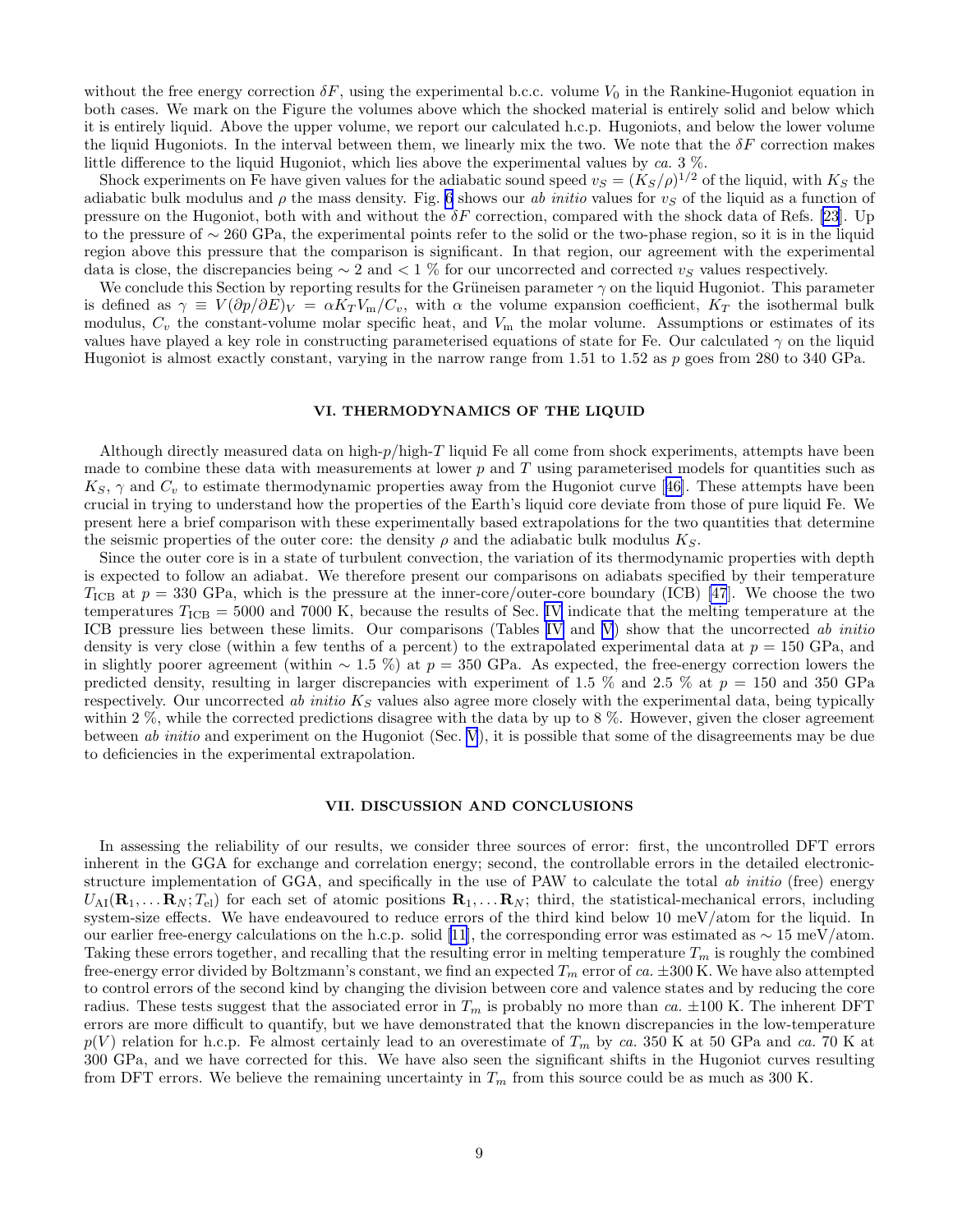without the free energy correction $\delta F$, using the experimental b.c.c. volume $V_0$ in the Rankine-Hugoniot equation in both cases. We mark on the Figure the volumes above which the shocked material is entirely solid and below which it is entirely liquid. Above the upper volume, we report our calculated h.c.p. Hugoniots, and below the lower volume the liquid Hugoniots. In the interval between them, we linearly mix the two. We note that the $\delta F$ correction makes little difference to the liquid Hugoniot, which lies above the experimental values by *ca.* 3 %.

Shock experiments on Fe have given values for the adiabatic sound speed $v_S = (K_S/\rho)^{1/2}$ of the liquid, with $K_S$ the adiabatic bulk modulus and $\rho$ the mass density. Fig. 6 shows our *ab initio* values for $v_S$ of the liquid as a function of pressure on the Hugoniot, both with and without the $\delta F$ correction, compared with the shock data of Refs. [23]. Up to the pressure of $\sim 260$ GPa, the experimental points refer to the solid or the two-phase region, so it is in the liquid region above this pressure that the comparison is significant. In that region, our agreement with the experimental data is close, the discrepancies being $\sim 2$ and $< 1$ % for our uncorrected and corrected $v_S$ values respectively.

We conclude this Section by reporting results for the Grüneisen parameter $\gamma$ on the liquid Hugoniot. This parameter is defined as $\gamma \equiv V(\partial p/\partial E)_V = \alpha K_T V_{\rm m}/C_v$, with $\alpha$ the volume expansion coefficient, $K_T$ the isothermal bulk modulus, $C_v$ the constant-volume molar specific heat, and $V_{\rm m}$ the molar volume. Assumptions or estimates of its values have played a key role in constructing parameterised equations of state for Fe. Our calculated $\gamma$ on the liquid Hugoniot is almost exactly constant, varying in the narrow range from 1.51 to 1.52 as $p$ goes from 280 to 340 GPa.

## VI. THERMODYNAMICS OF THE LIQUID

Although directly measured data on high-$p$/high-$T$ liquid Fe all come from shock experiments, attempts have been made to combine these data with measurements at lower $p$ and $T$ using parameterised models for quantities such as $K_S$, $\gamma$ and $C_v$ to estimate thermodynamic properties away from the Hugoniot curve [46]. These attempts have been crucial in trying to understand how the properties of the Earth's liquid core deviate from those of pure liquid Fe. We present here a brief comparison with these experimentally based extrapolations for the two quantities that determine the seismic properties of the outer core: the density $\rho$ and the adiabatic bulk modulus $K_S$.

Since the outer core is in a state of turbulent convection, the variation of its thermodynamic properties with depth is expected to follow an adiabat. We therefore present our comparisons on adiabats specified by their temperature $T_{\rm ICB}$ at $p = 330$ GPa, which is the pressure at the inner-core/outer-core boundary (ICB) [47]. We choose the two temperatures $T_{\rm ICB} = 5000$ and 7000 K, because the results of Sec. IV indicate that the melting temperature at the ICB pressure lies between these limits. Our comparisons (Tables IV and V) show that the uncorrected *ab initio* density is very close (within a few tenths of a percent) to the extrapolated experimental data at $p = 150$ GPa, and in slightly poorer agreement (within $\sim 1.5$ %) at $p = 350$ GPa. As expected, the free-energy correction lowers the predicted density, resulting in larger discrepancies with experiment of 1.5 % and 2.5 % at $p = 150$ and 350 GPa respectively. Our uncorrected *ab initio* $K_S$ values also agree more closely with the experimental data, being typically within 2 %, while the corrected predictions disagree with the data by up to 8 %. However, given the closer agreement between *ab initio* and experiment on the Hugoniot (Sec. V), it is possible that some of the disagreements may be due to deficiencies in the experimental extrapolation.

## VII. DISCUSSION AND CONCLUSIONS

In assessing the reliability of our results, we consider three sources of error: first, the uncontrolled DFT errors inherent in the GGA for exchange and correlation energy; second, the controllable errors in the detailed electronic-structure implementation of GGA, and specifically in the use of PAW to calculate the total *ab initio* (free) energy $U_{\rm AI}(\mathbf{R}_1, \ldots \mathbf{R}_N; T_{\rm el})$ for each set of atomic positions $\mathbf{R}_1, \ldots \mathbf{R}_N$; third, the statistical-mechanical errors, including system-size effects. We have endeavoured to reduce errors of the third kind below 10 meV/atom for the liquid. In our earlier free-energy calculations on the h.c.p. solid [11], the corresponding error was estimated as $\sim 15$ meV/atom. Taking these errors together, and recalling that the resulting error in melting temperature $T_m$ is roughly the combined free-energy error divided by Boltzmann's constant, we find an expected $T_m$ error of *ca.* $\pm 300$ K. We have also attempted to control errors of the second kind by changing the division between core and valence states and by reducing the core radius. These tests suggest that the associated error in $T_m$ is probably no more than *ca.* $\pm 100$ K. The inherent DFT errors are more difficult to quantify, but we have demonstrated that the known discrepancies in the low-temperature $p(V)$ relation for h.c.p. Fe almost certainly lead to an overestimate of $T_m$ by *ca.* 350 K at 50 GPa and *ca.* 70 K at 300 GPa, and we have corrected for this. We have also seen the significant shifts in the Hugoniot curves resulting from DFT errors. We believe the remaining uncertainty in $T_m$ from this source could be as much as 300 K.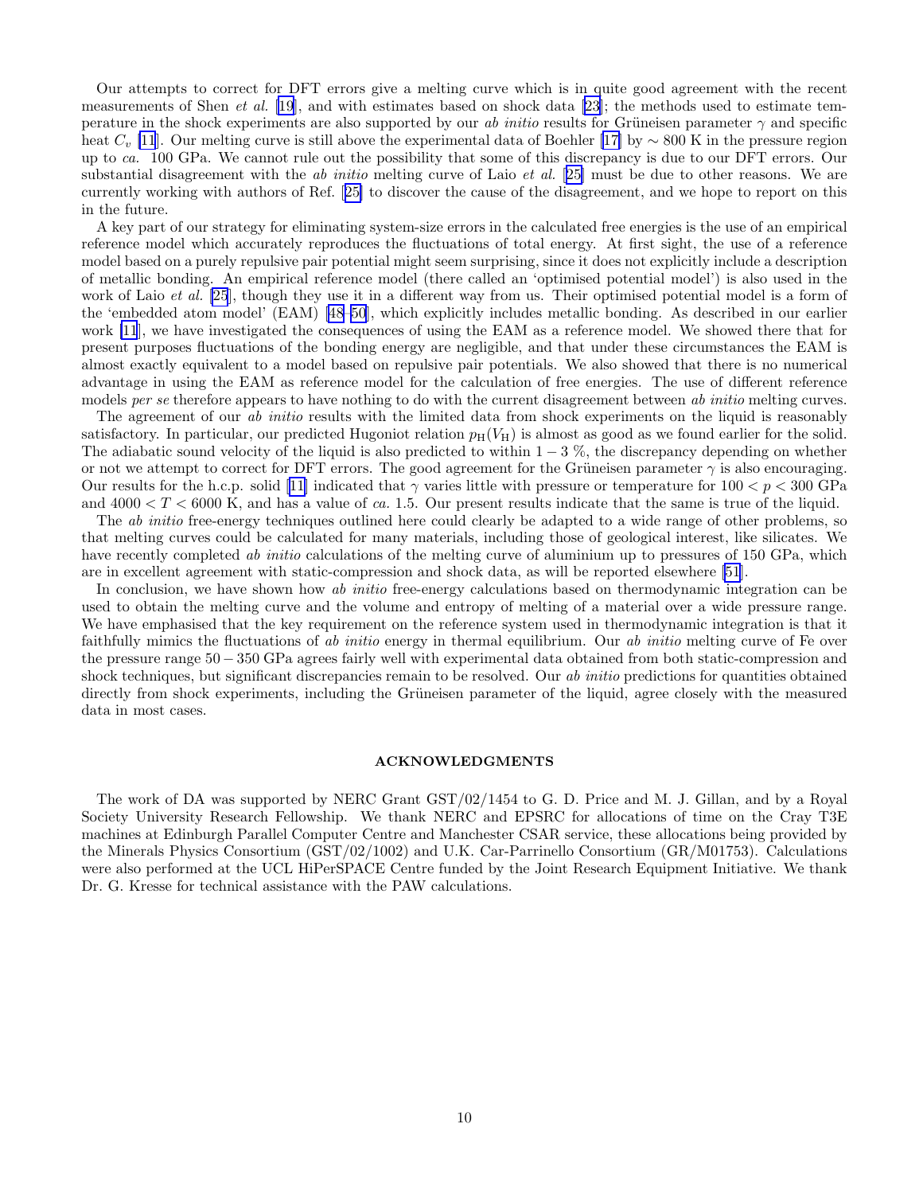Our attempts to correct for DFT errors give a melting curve which is in quite good agreement with the recent measurements of Shen *et al.* [19], and with estimates based on shock data [23]; the methods used to estimate temperature in the shock experiments are also supported by our *ab initio* results for Grüneisen parameter $\gamma$ and specific heat $C_v$ [11]. Our melting curve is still above the experimental data of Boehler [17] by $\sim 800$ K in the pressure region up to *ca.* 100 GPa. We cannot rule out the possibility that some of this discrepancy is due to our DFT errors. Our substantial disagreement with the *ab initio* melting curve of Laio *et al.* [25] must be due to other reasons. We are currently working with authors of Ref. [25] to discover the cause of the disagreement, and we hope to report on this in the future.

A key part of our strategy for eliminating system-size errors in the calculated free energies is the use of an empirical reference model which accurately reproduces the fluctuations of total energy. At first sight, the use of a reference model based on a purely repulsive pair potential might seem surprising, since it does not explicitly include a description of metallic bonding. An empirical reference model (there called an 'optimised potential model') is also used in the work of Laio *et al.* [25], though they use it in a different way from us. Their optimised potential model is a form of the 'embedded atom model' (EAM) [48–50], which explicitly includes metallic bonding. As described in our earlier work [11], we have investigated the consequences of using the EAM as a reference model. We showed there that for present purposes fluctuations of the bonding energy are negligible, and that under these circumstances the EAM is almost exactly equivalent to a model based on repulsive pair potentials. We also showed that there is no numerical advantage in using the EAM as reference model for the calculation of free energies. The use of different reference models *per se* therefore appears to have nothing to do with the current disagreement between *ab initio* melting curves.

The agreement of our *ab initio* results with the limited data from shock experiments on the liquid is reasonably satisfactory. In particular, our predicted Hugoniot relation $p_{\rm H}(V_{\rm H})$ is almost as good as we found earlier for the solid. The adiabatic sound velocity of the liquid is also predicted to within $1-3$ %, the discrepancy depending on whether or not we attempt to correct for DFT errors. The good agreement for the Grüneisen parameter $\gamma$ is also encouraging. Our results for the h.c.p. solid [11] indicated that $\gamma$ varies little with pressure or temperature for $100 < p < 300$ GPa and $4000 < T < 6000$ K, and has a value of *ca.* 1.5. Our present results indicate that the same is true of the liquid.

The *ab initio* free-energy techniques outlined here could clearly be adapted to a wide range of other problems, so that melting curves could be calculated for many materials, including those of geological interest, like silicates. We have recently completed *ab initio* calculations of the melting curve of aluminium up to pressures of 150 GPa, which are in excellent agreement with static-compression and shock data, as will be reported elsewhere [51].

In conclusion, we have shown how *ab initio* free-energy calculations based on thermodynamic integration can be used to obtain the melting curve and the volume and entropy of melting of a material over a wide pressure range. We have emphasised that the key requirement on the reference system used in thermodynamic integration is that it faithfully mimics the fluctuations of *ab initio* energy in thermal equilibrium. Our *ab initio* melting curve of Fe over the pressure range $50-350$ GPa agrees fairly well with experimental data obtained from both static-compression and shock techniques, but significant discrepancies remain to be resolved. Our *ab initio* predictions for quantities obtained directly from shock experiments, including the Grüneisen parameter of the liquid, agree closely with the measured data in most cases.

## ACKNOWLEDGMENTS

The work of DA was supported by NERC Grant GST/02/1454 to G. D. Price and M. J. Gillan, and by a Royal Society University Research Fellowship. We thank NERC and EPSRC for allocations of time on the Cray T3E machines at Edinburgh Parallel Computer Centre and Manchester CSAR service, these allocations being provided by the Minerals Physics Consortium (GST/02/1002) and U.K. Car-Parrinello Consortium (GR/M01753). Calculations were also performed at the UCL HiPerSPACE Centre funded by the Joint Research Equipment Initiative. We thank Dr. G. Kresse for technical assistance with the PAW calculations.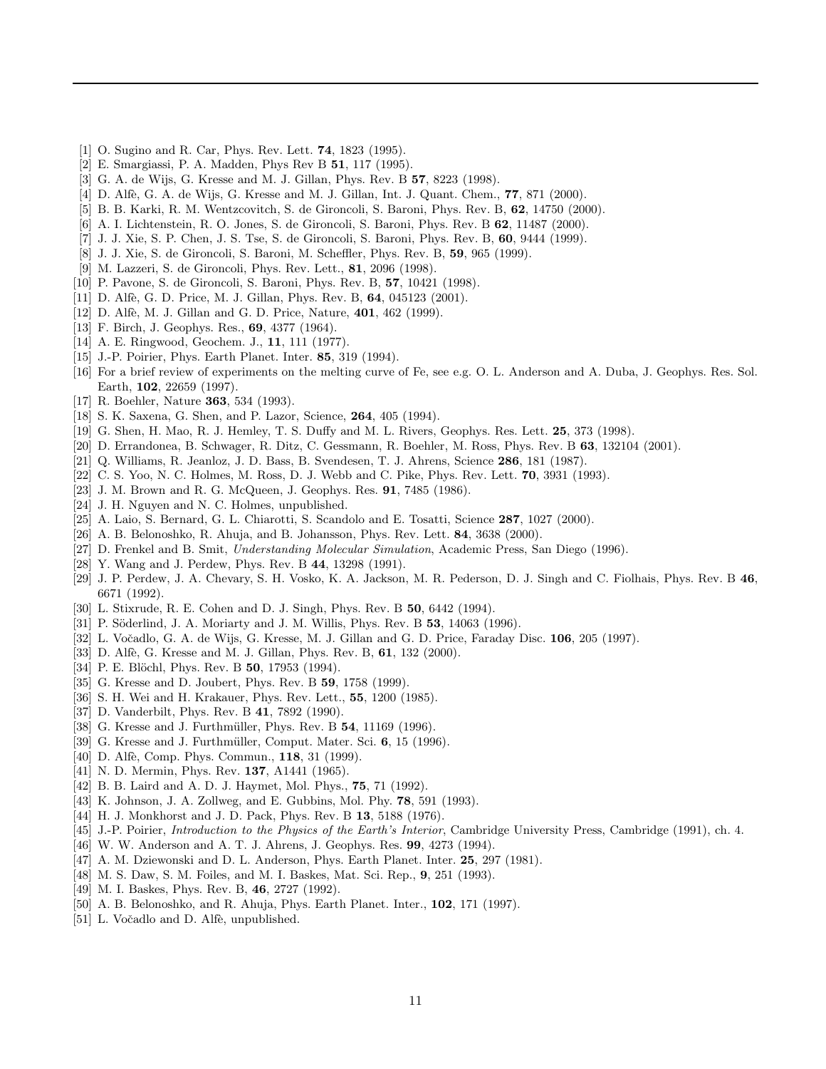[1] O. Sugino and R. Car, Phys. Rev. Lett. **74**, 1823 (1995).
[2] E. Smargiassi, P. A. Madden, Phys Rev B **51**, 117 (1995).
[3] G. A. de Wijs, G. Kresse and M. J. Gillan, Phys. Rev. B **57**, 8223 (1998).
[4] D. Alfè, G. A. de Wijs, G. Kresse and M. J. Gillan, Int. J. Quant. Chem., **77**, 871 (2000).
[5] B. B. Karki, R. M. Wentzcovitch, S. de Gironcoli, S. Baroni, Phys. Rev. B, **62**, 14750 (2000).
[6] A. I. Lichtenstein, R. O. Jones, S. de Gironcoli, S. Baroni, Phys. Rev. B **62**, 11487 (2000).
[7] J. J. Xie, S. P. Chen, J. S. Tse, S. de Gironcoli, S. Baroni, Phys. Rev. B, **60**, 9444 (1999).
[8] J. J. Xie, S. de Gironcoli, S. Baroni, M. Scheffler, Phys. Rev. B, **59**, 965 (1999).
[9] M. Lazzeri, S. de Gironcoli, Phys. Rev. Lett., **81**, 2096 (1998).
[10] P. Pavone, S. de Gironcoli, S. Baroni, Phys. Rev. B, **57**, 10421 (1998).
[11] D. Alfè, G. D. Price, M. J. Gillan, Phys. Rev. B, **64**, 045123 (2001).
[12] D. Alfè, M. J. Gillan and G. D. Price, Nature, **401**, 462 (1999).
[13] F. Birch, J. Geophys. Res., **69**, 4377 (1964).
[14] A. E. Ringwood, Geochem. J., **11**, 111 (1977).
[15] J.-P. Poirier, Phys. Earth Planet. Inter. **85**, 319 (1994).
[16] For a brief review of experiments on the melting curve of Fe, see e.g. O. L. Anderson and A. Duba, J. Geophys. Res. Sol. Earth, **102**, 22659 (1997).
[17] R. Boehler, Nature **363**, 534 (1993).
[18] S. K. Saxena, G. Shen, and P. Lazor, Science, **264**, 405 (1994).
[19] G. Shen, H. Mao, R. J. Hemley, T. S. Duffy and M. L. Rivers, Geophys. Res. Lett. **25**, 373 (1998).
[20] D. Errandonea, B. Schwager, R. Ditz, C. Gessmann, R. Boehler, M. Ross, Phys. Rev. B **63**, 132104 (2001).
[21] Q. Williams, R. Jeanloz, J. D. Bass, B. Svendesen, T. J. Ahrens, Science **286**, 181 (1987).
[22] C. S. Yoo, N. C. Holmes, M. Ross, D. J. Webb and C. Pike, Phys. Rev. Lett. **70**, 3931 (1993).
[23] J. M. Brown and R. G. McQueen, J. Geophys. Res. **91**, 7485 (1986).
[24] J. H. Nguyen and N. C. Holmes, unpublished.
[25] A. Laio, S. Bernard, G. L. Chiarotti, S. Scandolo and E. Tosatti, Science **287**, 1027 (2000).
[26] A. B. Belonoshko, R. Ahuja, and B. Johansson, Phys. Rev. Lett. **84**, 3638 (2000).
[27] D. Frenkel and B. Smit, *Understanding Molecular Simulation*, Academic Press, San Diego (1996).
[28] Y. Wang and J. Perdew, Phys. Rev. B **44**, 13298 (1991).
[29] J. P. Perdew, J. A. Chevary, S. H. Vosko, K. A. Jackson, M. R. Pederson, D. J. Singh and C. Fiolhais, Phys. Rev. B **46**, 6671 (1992).
[30] L. Stixrude, R. E. Cohen and D. J. Singh, Phys. Rev. B **50**, 6442 (1994).
[31] P. Söderlind, J. A. Moriarty and J. M. Willis, Phys. Rev. B **53**, 14063 (1996).
[32] L. Vočadlo, G. A. de Wijs, G. Kresse, M. J. Gillan and G. D. Price, Faraday Disc. **106**, 205 (1997).
[33] D. Alfè, G. Kresse and M. J. Gillan, Phys. Rev. B, **61**, 132 (2000).
[34] P. E. Blöchl, Phys. Rev. B **50**, 17953 (1994).
[35] G. Kresse and D. Joubert, Phys. Rev. B **59**, 1758 (1999).
[36] S. H. Wei and H. Krakauer, Phys. Rev. Lett., **55**, 1200 (1985).
[37] D. Vanderbilt, Phys. Rev. B **41**, 7892 (1990).
[38] G. Kresse and J. Furthmüller, Phys. Rev. B **54**, 11169 (1996).
[39] G. Kresse and J. Furthmüller, Comput. Mater. Sci. **6**, 15 (1996).
[40] D. Alfè, Comp. Phys. Commun., **118**, 31 (1999).
[41] N. D. Mermin, Phys. Rev. **137**, A1441 (1965).
[42] B. B. Laird and A. D. J. Haymet, Mol. Phys., **75**, 71 (1992).
[43] K. Johnson, J. A. Zollweg, and E. Gubbins, Mol. Phy. **78**, 591 (1993).
[44] H. J. Monkhorst and J. D. Pack, Phys. Rev. B **13**, 5188 (1976).
[45] J.-P. Poirier, *Introduction to the Physics of the Earth's Interior*, Cambridge University Press, Cambridge (1991), ch. 4.
[46] W. W. Anderson and A. T. J. Ahrens, J. Geophys. Res. **99**, 4273 (1994).
[47] A. M. Dziewonski and D. L. Anderson, Phys. Earth Planet. Inter. **25**, 297 (1981).
[48] M. S. Daw, S. M. Foiles, and M. I. Baskes, Mat. Sci. Rep., **9**, 251 (1993).
[49] M. I. Baskes, Phys. Rev. B, **46**, 2727 (1992).
[50] A. B. Belonoshko, and R. Ahuja, Phys. Earth Planet. Inter., **102**, 171 (1997).
[51] L. Vočadlo and D. Alfè, unpublished.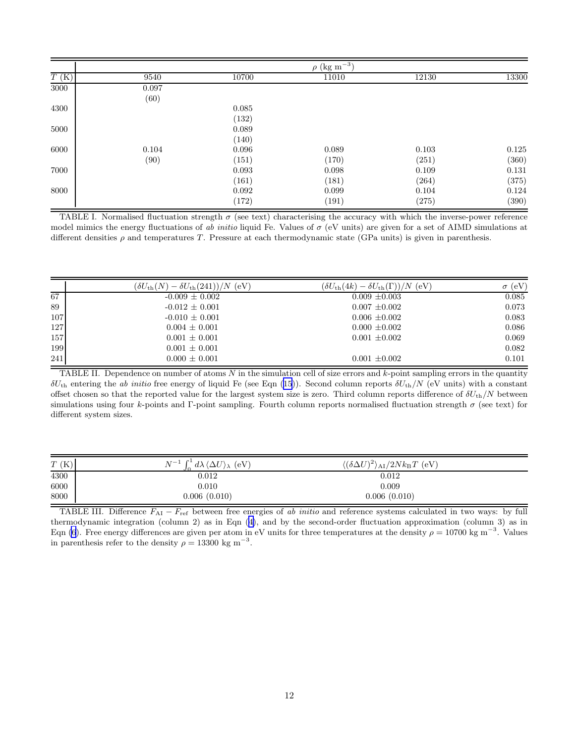| $T$ (K) | $\rho$ (kg m$^{-3}$) | | | | |
|---|---|---|---|---|---|
| | 9540 | 10700 | 11010 | 12130 | 13300 |
| 3000 | 0.097 (60) | | | | |
| 4300 | | 0.085 (132) | | | |
| 5000 | | 0.089 (140) | | | |
| 6000 | 0.104 (90) | 0.096 (151) | 0.089 (170) | 0.103 (251) | 0.125 (360) |
| 7000 | | 0.093 (161) | 0.098 (181) | 0.109 (264) | 0.131 (375) |
| 8000 | | 0.092 (172) | 0.099 (191) | 0.104 (275) | 0.124 (390) |

TABLE I. Normalised fluctuation strength $\sigma$ (see text) characterising the accuracy with which the inverse-power reference model mimics the energy fluctuations of *ab initio* liquid Fe. Values of $\sigma$ (eV units) are given for a set of AIMD simulations at different densities $\rho$ and temperatures $T$. Pressure at each thermodynamic state (GPa units) is given in parenthesis.

| | $(\delta U_{\rm th}(N) - \delta U_{\rm th}(241))/N$ (eV) | $(\delta U_{\rm th}(4k) - \delta U_{\rm th}(\Gamma))/N$ (eV) | $\sigma$ (eV) |
|---|---|---|---|
| 67 | -0.009 $\pm$ 0.002 | 0.009 $\pm$0.003 | 0.085 |
| 89 | -0.012 $\pm$ 0.001 | 0.007 $\pm$0.002 | 0.073 |
| 107 | -0.010 $\pm$ 0.001 | 0.006 $\pm$0.002 | 0.083 |
| 127 | 0.004 $\pm$ 0.001 | 0.000 $\pm$0.002 | 0.086 |
| 157 | 0.001 $\pm$ 0.001 | 0.001 $\pm$0.002 | 0.069 |
| 199 | 0.001 $\pm$ 0.001 | | 0.082 |
| 241 | 0.000 $\pm$ 0.001 | 0.001 $\pm$0.002 | 0.101 |

TABLE II. Dependence on number of atoms $N$ in the simulation cell of size errors and $k$-point sampling errors in the quantity $\delta U_{\rm th}$ entering the *ab initio* free energy of liquid Fe (see Eqn (15)). Second column reports $\delta U_{\rm th}/N$ (eV units) with a constant offset chosen so that the reported value for the largest system size is zero. Third column reports difference of $\delta U_{\rm th}/N$ between simulations using four $k$-points and $\Gamma$-point sampling. Fourth column reports normalised fluctuation strength $\sigma$ (see text) for different system sizes.

| $T$ (K) | $N^{-1} \int_0^1 d\lambda \, \langle \Delta U \rangle_\lambda$ (eV) | $\langle (\delta \Delta U)^2 \rangle_{\rm AI} / 2 N k_{\rm B} T$ (eV) |
|---|---|---|
| 4300 | 0.012 | 0.012 |
| 6000 | 0.010 | 0.009 |
| 8000 | 0.006 (0.010) | 0.006 (0.010) |

TABLE III. Difference $F_{\rm AI} - F_{\rm ref}$ between free energies of *ab initio* and reference systems calculated in two ways: by full thermodynamic integration (column 2) as in Eqn (4), and by the second-order fluctuation approximation (column 3) as in Eqn (6). Free energy differences are given per atom in eV units for three temperatures at the density $\rho = 10700$ kg m$^{-3}$. Values in parenthesis refer to the density $\rho = 13300$ kg m$^{-3}$.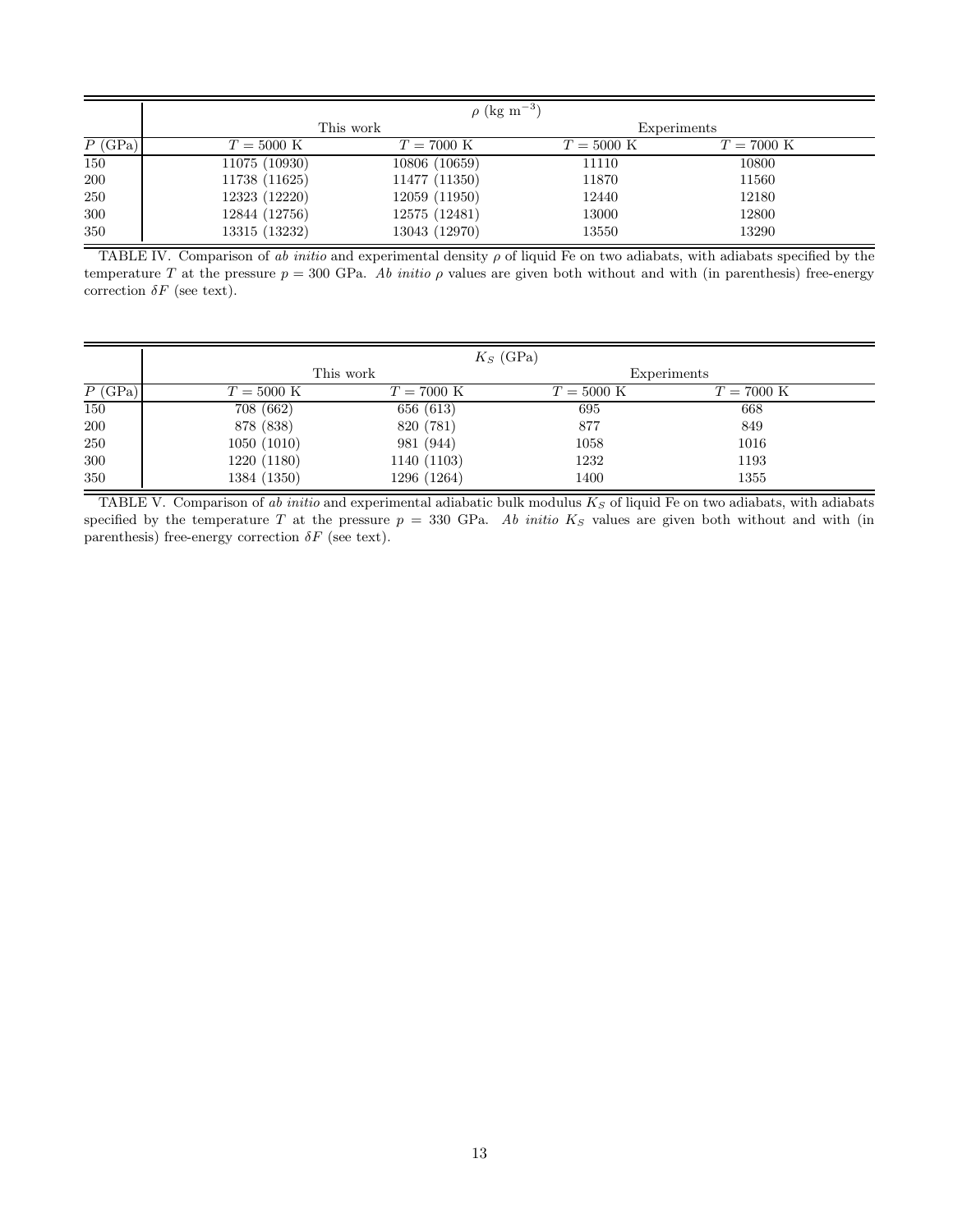| | $\rho$ (kg m$^{-3}$) | | | |
|---|---|---|---|---|
| | This work | | Experiments | |
| $P$ (GPa) | $T = 5000$ K | $T = 7000$ K | $T = 5000$ K | $T = 7000$ K |
| 150 | 11075 (10930) | 10806 (10659) | 11110 | 10800 |
| 200 | 11738 (11625) | 11477 (11350) | 11870 | 11560 |
| 250 | 12323 (12220) | 12059 (11950) | 12440 | 12180 |
| 300 | 12844 (12756) | 12575 (12481) | 13000 | 12800 |
| 350 | 13315 (13232) | 13043 (12970) | 13550 | 13290 |

TABLE IV. Comparison of *ab initio* and experimental density $\rho$ of liquid Fe on two adiabats, with adiabats specified by the temperature $T$ at the pressure $p = 300$ GPa. *Ab initio* $\rho$ values are given both without and with (in parenthesis) free-energy correction $\delta F$ (see text).

| | $K_S$ (GPa) | | | |
|---|---|---|---|---|
| | This work | | Experiments | |
| $P$ (GPa) | $T = 5000$ K | $T = 7000$ K | $T = 5000$ K | $T = 7000$ K |
| 150 | 708 (662) | 656 (613) | 695 | 668 |
| 200 | 878 (838) | 820 (781) | 877 | 849 |
| 250 | 1050 (1010) | 981 (944) | 1058 | 1016 |
| 300 | 1220 (1180) | 1140 (1103) | 1232 | 1193 |
| 350 | 1384 (1350) | 1296 (1264) | 1400 | 1355 |

TABLE V. Comparison of *ab initio* and experimental adiabatic bulk modulus $K_S$ of liquid Fe on two adiabats, with adiabats specified by the temperature $T$ at the pressure $p = 330$ GPa. *Ab initio* $K_S$ values are given both without and with (in parenthesis) free-energy correction $\delta F$ (see text).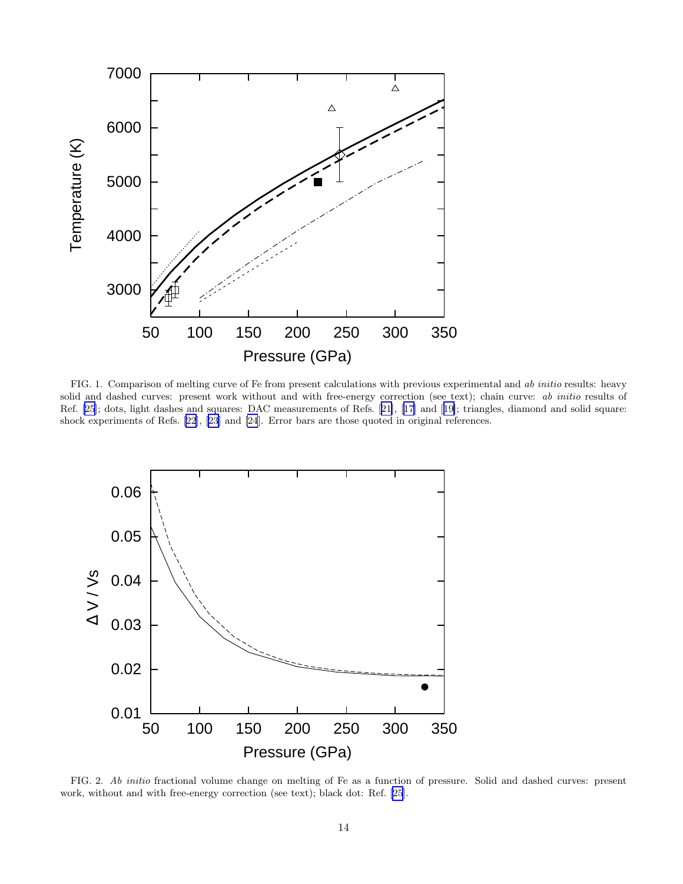FIG. 1. Comparison of melting curve of Fe from present calculations with previous experimental and *ab initio* results: heavy solid and dashed curves: present work without and with free-energy correction (see text); chain curve: *ab initio* results of Ref. [25]; dots, light dashes and squares: DAC measurements of Refs. [21], [17] and [19]; triangles, diamond and solid square: shock experiments of Refs. [22], [23] and [24]. Error bars are those quoted in original references.

FIG. 2. *Ab initio* fractional volume change on melting of Fe as a function of pressure. Solid and dashed curves: present work, without and with free-energy correction (see text); black dot: Ref. [25].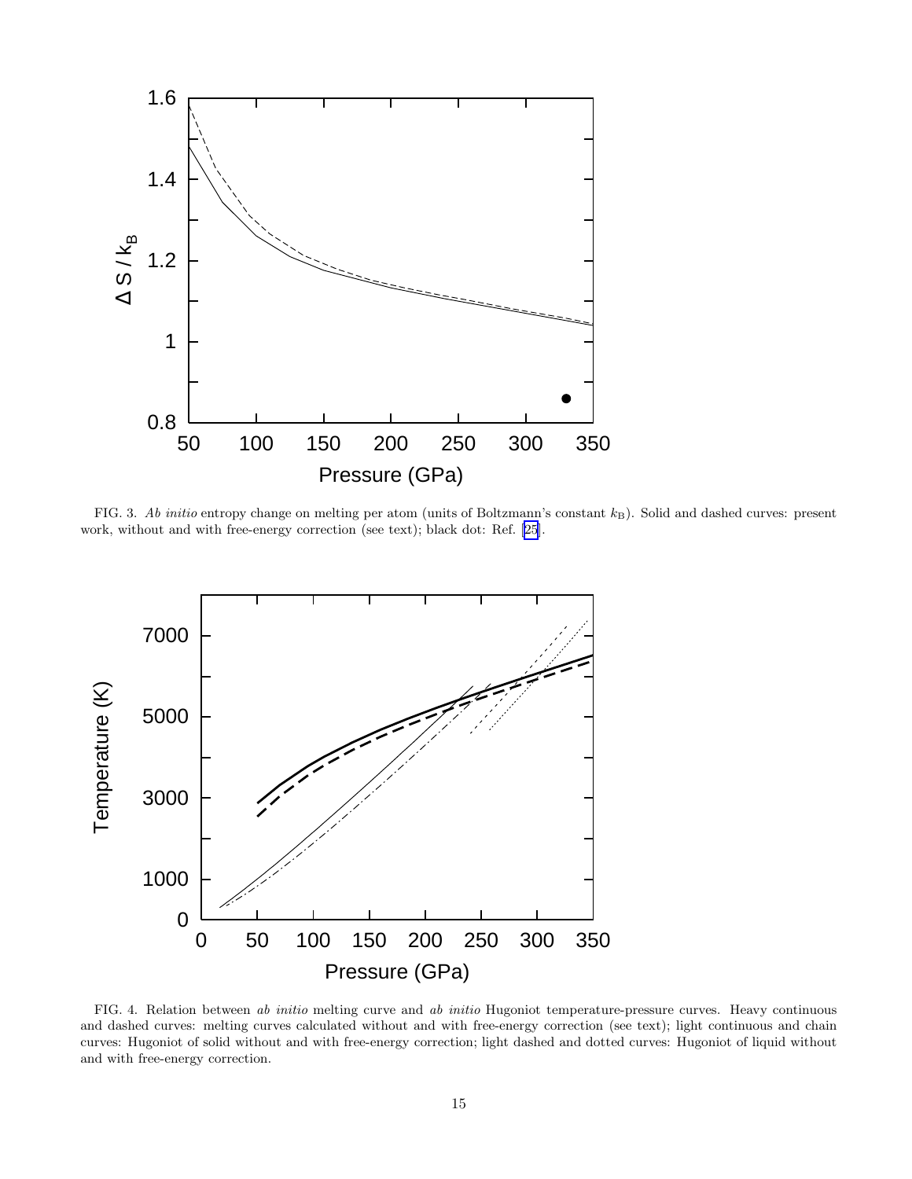FIG. 3. *Ab initio* entropy change on melting per atom (units of Boltzmann's constant $k_{\rm B}$). Solid and dashed curves: present work, without and with free-energy correction (see text); black dot: Ref. [25].

FIG. 4. Relation between *ab initio* melting curve and *ab initio* Hugoniot temperature-pressure curves. Heavy continuous and dashed curves: melting curves calculated without and with free-energy correction (see text); light continuous and chain curves: Hugoniot of solid without and with free-energy correction; light dashed and dotted curves: Hugoniot of liquid without and with free-energy correction.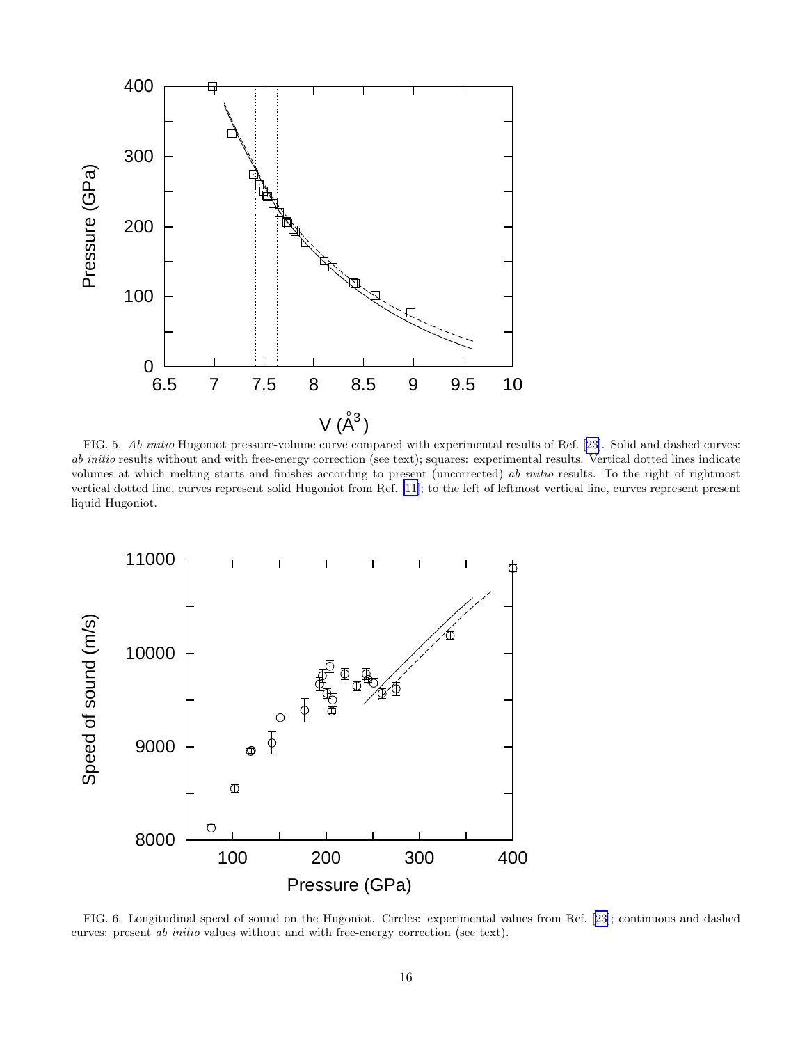400

300

200

100

0

Pressure (GPa)

6.5 7 7.5 8 8.5 9 9.5 10

V (Å$^3$)

FIG. 5. *Ab initio* Hugoniot pressure-volume curve compared with experimental results of Ref. [23]. Solid and dashed curves: *ab initio* results without and with free-energy correction (see text); squares: experimental results. Vertical dotted lines indicate volumes at which melting starts and finishes according to present (uncorrected) *ab initio* results. To the right of rightmost vertical dotted line, curves represent solid Hugoniot from Ref. [11]; to the left of leftmost vertical line, curves represent present liquid Hugoniot.

11000

10000

9000

8000

Speed of sound (m/s)

100 200 300 400

Pressure (GPa)

FIG. 6. Longitudinal speed of sound on the Hugoniot. Circles: experimental values from Ref. [23]; continuous and dashed curves: present *ab initio* values without and with free-energy correction (see text).